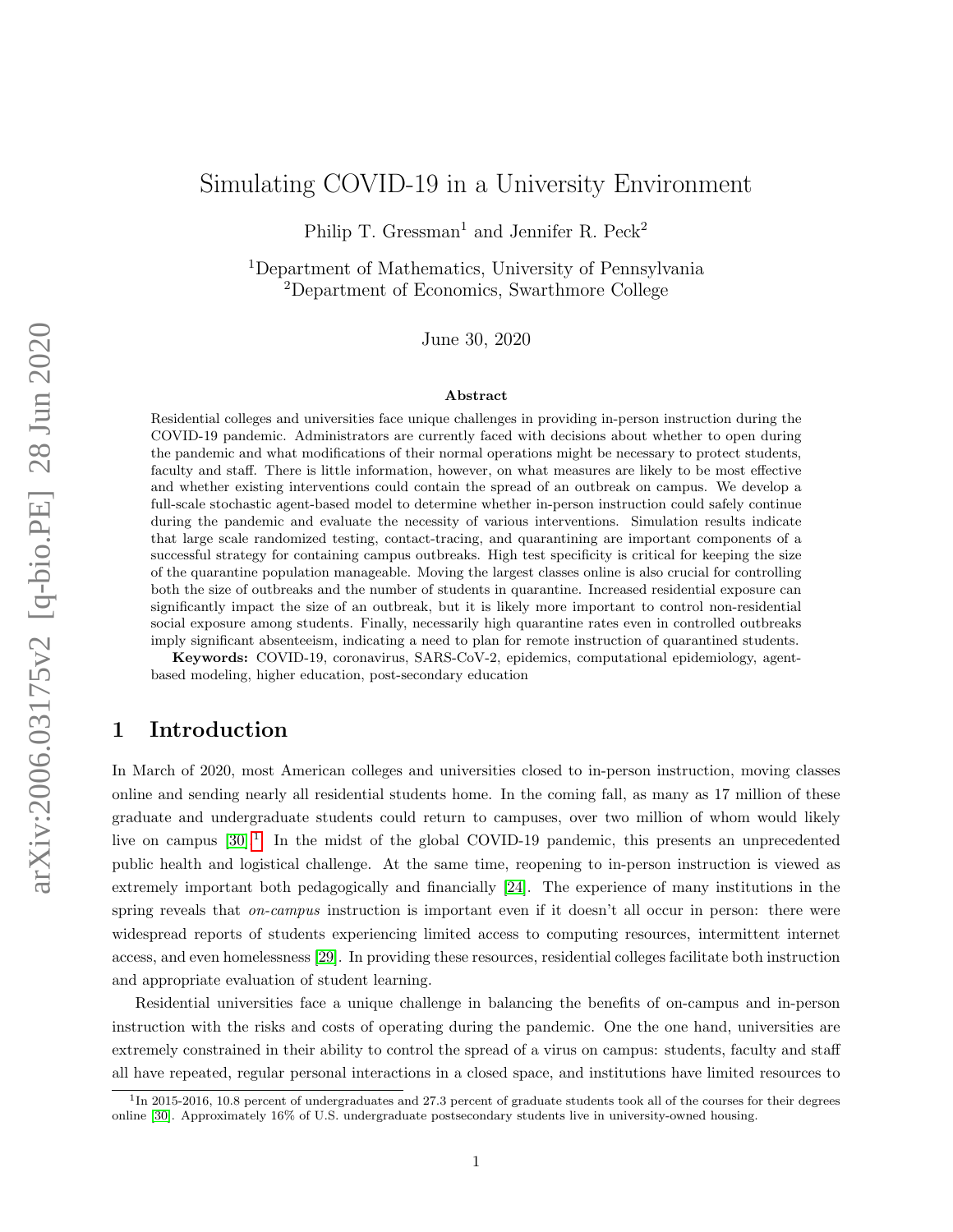# Simulating COVID-19 in a University Environment

Philip T. Gressman[1] and Jennifer R. Peck[2]

[1]Department of Mathematics, University of Pennsylvania
[2]Department of Economics, Swarthmore College

June 30, 2020

### Abstract

Residential colleges and universities face unique challenges in providing in-person instruction during the COVID-19 pandemic. Administrators are currently faced with decisions about whether to open during the pandemic and what modifications of their normal operations might be necessary to protect students, faculty and staff. There is little information, however, on what measures are likely to be most effective and whether existing interventions could contain the spread of an outbreak on campus. We develop a full-scale stochastic agent-based model to determine whether in-person instruction could safely continue during the pandemic and evaluate the necessity of various interventions. Simulation results indicate that large scale randomized testing, contact-tracing, and quarantining are important components of a successful strategy for containing campus outbreaks. High test specificity is critical for keeping the size of the quarantine population manageable. Moving the largest classes online is also crucial for controlling both the size of outbreaks and the number of students in quarantine. Increased residential exposure can significantly impact the size of an outbreak, but it is likely more important to control non-residential social exposure among students. Finally, necessarily high quarantine rates even in controlled outbreaks imply significant absenteeism, indicating a need to plan for remote instruction of quarantined students.

**Keywords:** COVID-19, coronavirus, SARS-CoV-2, epidemics, computational epidemiology, agent-based modeling, higher education, post-secondary education

## 1 Introduction

In March of 2020, most American colleges and universities closed to in-person instruction, moving classes online and sending nearly all residential students home. In the coming fall, as many as 17 million of these graduate and undergraduate students could return to campuses, over two million of whom would likely live on campus [30].[1] In the midst of the global COVID-19 pandemic, this presents an unprecedented public health and logistical challenge. At the same time, reopening to in-person instruction is viewed as extremely important both pedagogically and financially [24]. The experience of many institutions in the spring reveals that *on-campus* instruction is important even if it doesn't all occur in person: there were widespread reports of students experiencing limited access to computing resources, intermittent internet access, and even homelessness [29]. In providing these resources, residential colleges facilitate both instruction and appropriate evaluation of student learning.

Residential universities face a unique challenge in balancing the benefits of on-campus and in-person instruction with the risks and costs of operating during the pandemic. One the one hand, universities are extremely constrained in their ability to control the spread of a virus on campus: students, faculty and staff all have repeated, regular personal interactions in a closed space, and institutions have limited resources to

[1]In 2015-2016, 10.8 percent of undergraduates and 27.3 percent of graduate students took all of the courses for their degrees online [30]. Approximately 16% of U.S. undergraduate postsecondary students live in university-owned housing.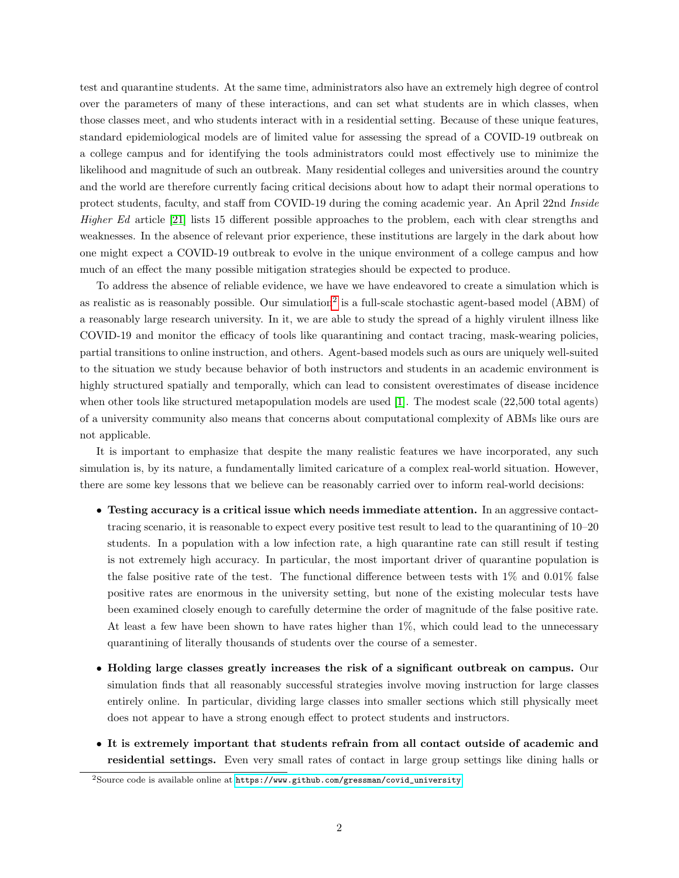test and quarantine students. At the same time, administrators also have an extremely high degree of control over the parameters of many of these interactions, and can set what students are in which classes, when those classes meet, and who students interact with in a residential setting. Because of these unique features, standard epidemiological models are of limited value for assessing the spread of a COVID-19 outbreak on a college campus and for identifying the tools administrators could most effectively use to minimize the likelihood and magnitude of such an outbreak. Many residential colleges and universities around the country and the world are therefore currently facing critical decisions about how to adapt their normal operations to protect students, faculty, and staff from COVID-19 during the coming academic year. An April 22nd *Inside Higher Ed* article [21] lists 15 different possible approaches to the problem, each with clear strengths and weaknesses. In the absence of relevant prior experience, these institutions are largely in the dark about how one might expect a COVID-19 outbreak to evolve in the unique environment of a college campus and how much of an effect the many possible mitigation strategies should be expected to produce.

To address the absence of reliable evidence, we have we have endeavored to create a simulation which is as realistic as is reasonably possible. Our simulation[2] is a full-scale stochastic agent-based model (ABM) of a reasonably large research university. In it, we are able to study the spread of a highly virulent illness like COVID-19 and monitor the efficacy of tools like quarantining and contact tracing, mask-wearing policies, partial transitions to online instruction, and others. Agent-based models such as ours are uniquely well-suited to the situation we study because behavior of both instructors and students in an academic environment is highly structured spatially and temporally, which can lead to consistent overestimates of disease incidence when other tools like structured metapopulation models are used [1]. The modest scale (22,500 total agents) of a university community also means that concerns about computational complexity of ABMs like ours are not applicable.

It is important to emphasize that despite the many realistic features we have incorporated, any such simulation is, by its nature, a fundamentally limited caricature of a complex real-world situation. However, there are some key lessons that we believe can be reasonably carried over to inform real-world decisions:

- **Testing accuracy is a critical issue which needs immediate attention.** In an aggressive contact-tracing scenario, it is reasonable to expect every positive test result to lead to the quarantining of 10–20 students. In a population with a low infection rate, a high quarantine rate can still result if testing is not extremely high accuracy. In particular, the most important driver of quarantine population is the false positive rate of the test. The functional difference between tests with 1% and 0.01% false positive rates are enormous in the university setting, but none of the existing molecular tests have been examined closely enough to carefully determine the order of magnitude of the false positive rate. At least a few have been shown to have rates higher than 1%, which could lead to the unnecessary quarantining of literally thousands of students over the course of a semester.
- **Holding large classes greatly increases the risk of a significant outbreak on campus.** Our simulation finds that all reasonably successful strategies involve moving instruction for large classes entirely online. In particular, dividing large classes into smaller sections which still physically meet does not appear to have a strong enough effect to protect students and instructors.
- **It is extremely important that students refrain from all contact outside of academic and residential settings.** Even very small rates of contact in large group settings like dining halls or

[2] Source code is available online at https://www.github.com/gressman/covid_university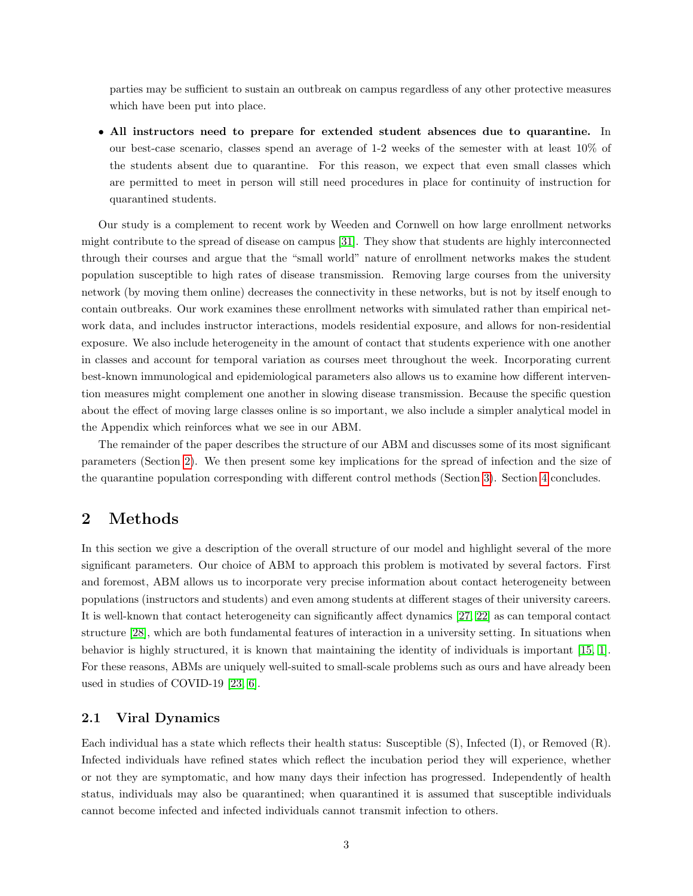parties may be sufficient to sustain an outbreak on campus regardless of any other protective measures which have been put into place.

- **All instructors need to prepare for extended student absences due to quarantine.** In our best-case scenario, classes spend an average of 1-2 weeks of the semester with at least 10% of the students absent due to quarantine. For this reason, we expect that even small classes which are permitted to meet in person will still need procedures in place for continuity of instruction for quarantined students.

Our study is a complement to recent work by Weeden and Cornwell on how large enrollment networks might contribute to the spread of disease on campus [31]. They show that students are highly interconnected through their courses and argue that the "small world" nature of enrollment networks makes the student population susceptible to high rates of disease transmission. Removing large courses from the university network (by moving them online) decreases the connectivity in these networks, but is not by itself enough to contain outbreaks. Our work examines these enrollment networks with simulated rather than empirical network data, and includes instructor interactions, models residential exposure, and allows for non-residential exposure. We also include heterogeneity in the amount of contact that students experience with one another in classes and account for temporal variation as courses meet throughout the week. Incorporating current best-known immunological and epidemiological parameters also allows us to examine how different intervention measures might complement one another in slowing disease transmission. Because the specific question about the effect of moving large classes online is so important, we also include a simpler analytical model in the Appendix which reinforces what we see in our ABM.

The remainder of the paper describes the structure of our ABM and discusses some of its most significant parameters (Section 2). We then present some key implications for the spread of infection and the size of the quarantine population corresponding with different control methods (Section 3). Section 4 concludes.

## 2 Methods

In this section we give a description of the overall structure of our model and highlight several of the more significant parameters. Our choice of ABM to approach this problem is motivated by several factors. First and foremost, ABM allows us to incorporate very precise information about contact heterogeneity between populations (instructors and students) and even among students at different stages of their university careers. It is well-known that contact heterogeneity can significantly affect dynamics [27, 22] as can temporal contact structure [28], which are both fundamental features of interaction in a university setting. In situations when behavior is highly structured, it is known that maintaining the identity of individuals is important [15, 1]. For these reasons, ABMs are uniquely well-suited to small-scale problems such as ours and have already been used in studies of COVID-19 [23, 6].

### 2.1 Viral Dynamics

Each individual has a state which reflects their health status: Susceptible (S), Infected (I), or Removed (R). Infected individuals have refined states which reflect the incubation period they will experience, whether or not they are symptomatic, and how many days their infection has progressed. Independently of health status, individuals may also be quarantined; when quarantined it is assumed that susceptible individuals cannot become infected and infected individuals cannot transmit infection to others.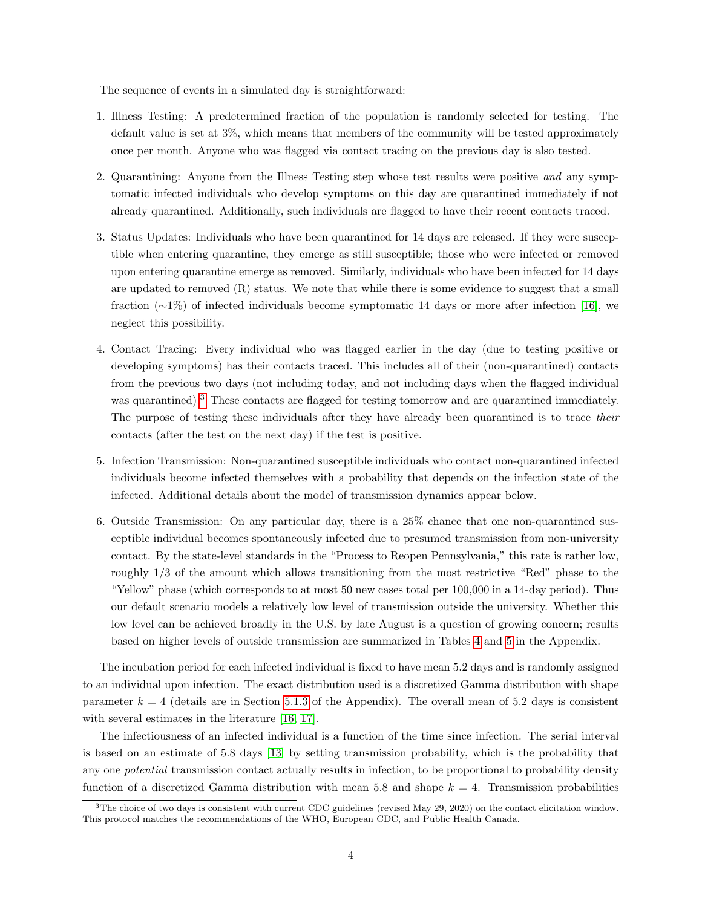The sequence of events in a simulated day is straightforward:

1. Illness Testing: A predetermined fraction of the population is randomly selected for testing. The default value is set at 3%, which means that members of the community will be tested approximately once per month. Anyone who was flagged via contact tracing on the previous day is also tested.

2. Quarantining: Anyone from the Illness Testing step whose test results were positive *and* any symptomatic infected individuals who develop symptoms on this day are quarantined immediately if not already quarantined. Additionally, such individuals are flagged to have their recent contacts traced.

3. Status Updates: Individuals who have been quarantined for 14 days are released. If they were susceptible when entering quarantine, they emerge as still susceptible; those who were infected or removed upon entering quarantine emerge as removed. Similarly, individuals who have been infected for 14 days are updated to removed (R) status. We note that while there is some evidence to suggest that a small fraction (∼1%) of infected individuals become symptomatic 14 days or more after infection [16], we neglect this possibility.

4. Contact Tracing: Every individual who was flagged earlier in the day (due to testing positive or developing symptoms) has their contacts traced. This includes all of their (non-quarantined) contacts from the previous two days (not including today, and not including days when the flagged individual was quarantined).[3] These contacts are flagged for testing tomorrow and are quarantined immediately. The purpose of testing these individuals after they have already been quarantined is to trace *their* contacts (after the test on the next day) if the test is positive.

5. Infection Transmission: Non-quarantined susceptible individuals who contact non-quarantined infected individuals become infected themselves with a probability that depends on the infection state of the infected. Additional details about the model of transmission dynamics appear below.

6. Outside Transmission: On any particular day, there is a 25% chance that one non-quarantined susceptible individual becomes spontaneously infected due to presumed transmission from non-university contact. By the state-level standards in the "Process to Reopen Pennsylvania," this rate is rather low, roughly 1/3 of the amount which allows transitioning from the most restrictive "Red" phase to the "Yellow" phase (which corresponds to at most 50 new cases total per 100,000 in a 14-day period). Thus our default scenario models a relatively low level of transmission outside the university. Whether this low level can be achieved broadly in the U.S. by late August is a question of growing concern; results based on higher levels of outside transmission are summarized in Tables 4 and 5 in the Appendix.

The incubation period for each infected individual is fixed to have mean 5.2 days and is randomly assigned to an individual upon infection. The exact distribution used is a discretized Gamma distribution with shape parameter $k = 4$ (details are in Section 5.1.3 of the Appendix). The overall mean of 5.2 days is consistent with several estimates in the literature [16, 17].

The infectiousness of an infected individual is a function of the time since infection. The serial interval is based on an estimate of 5.8 days [13] by setting transmission probability, which is the probability that any one *potential* transmission contact actually results in infection, to be proportional to probability density function of a discretized Gamma distribution with mean 5.8 and shape $k = 4$. Transmission probabilities

[3] The choice of two days is consistent with current CDC guidelines (revised May 29, 2020) on the contact elicitation window. This protocol matches the recommendations of the WHO, European CDC, and Public Health Canada.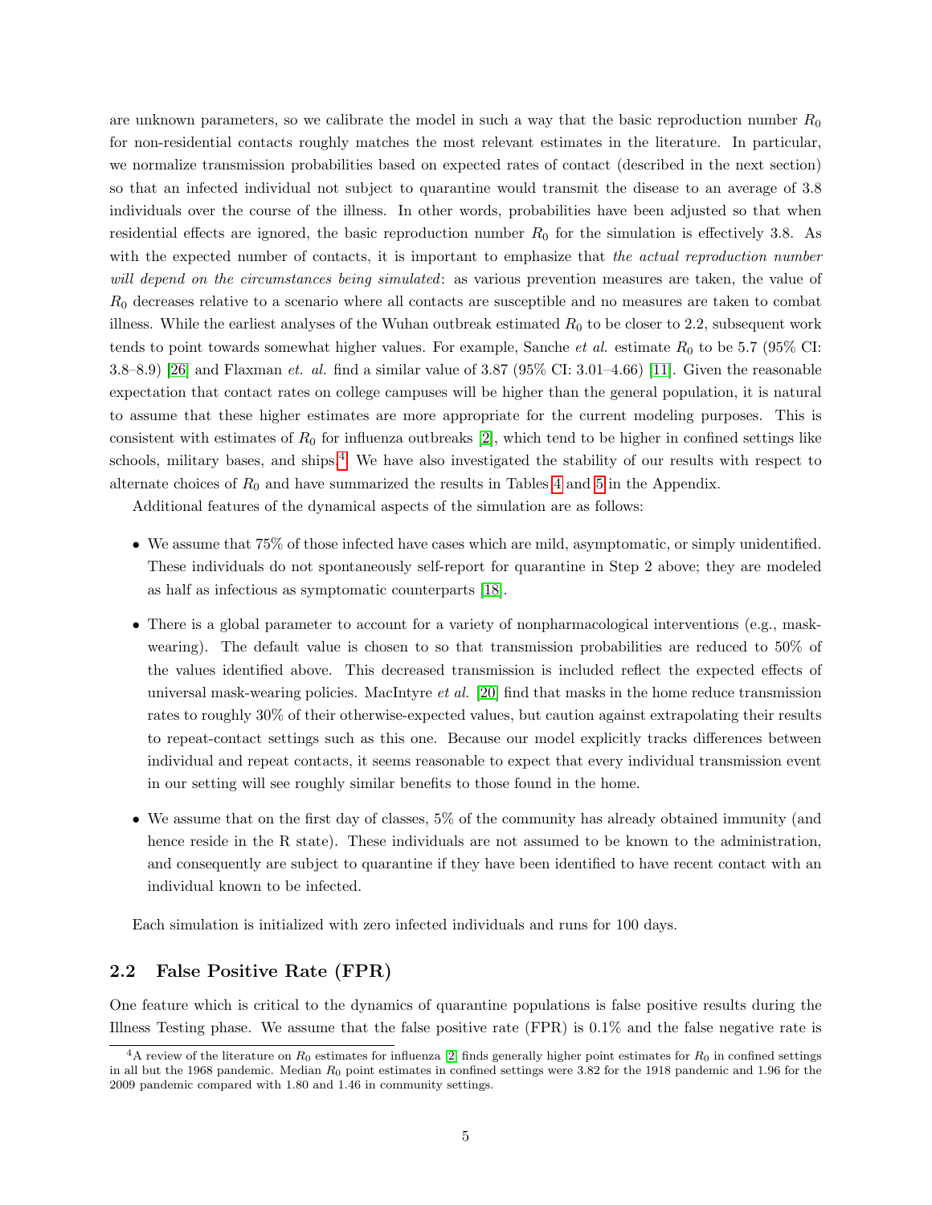are unknown parameters, so we calibrate the model in such a way that the basic reproduction number $R_0$ for non-residential contacts roughly matches the most relevant estimates in the literature. In particular, we normalize transmission probabilities based on expected rates of contact (described in the next section) so that an infected individual not subject to quarantine would transmit the disease to an average of 3.8 individuals over the course of the illness. In other words, probabilities have been adjusted so that when residential effects are ignored, the basic reproduction number $R_0$ for the simulation is effectively 3.8. As with the expected number of contacts, it is important to emphasize that *the actual reproduction number will depend on the circumstances being simulated*: as various prevention measures are taken, the value of $R_0$ decreases relative to a scenario where all contacts are susceptible and no measures are taken to combat illness. While the earliest analyses of the Wuhan outbreak estimated $R_0$ to be closer to 2.2, subsequent work tends to point towards somewhat higher values. For example, Sanche *et al.* estimate $R_0$ to be 5.7 (95% CI: 3.8–8.9) [26] and Flaxman *et. al.* find a similar value of 3.87 (95% CI: 3.01–4.66) [11]. Given the reasonable expectation that contact rates on college campuses will be higher than the general population, it is natural to assume that these higher estimates are more appropriate for the current modeling purposes. This is consistent with estimates of $R_0$ for influenza outbreaks [2], which tend to be higher in confined settings like schools, military bases, and ships.[4] We have also investigated the stability of our results with respect to alternate choices of $R_0$ and have summarized the results in Tables 4 and 5 in the Appendix.

Additional features of the dynamical aspects of the simulation are as follows:

- We assume that 75% of those infected have cases which are mild, asymptomatic, or simply unidentified. These individuals do not spontaneously self-report for quarantine in Step 2 above; they are modeled as half as infectious as symptomatic counterparts [18].
- There is a global parameter to account for a variety of nonpharmacological interventions (e.g., mask-wearing). The default value is chosen to so that transmission probabilities are reduced to 50% of the values identified above. This decreased transmission is included reflect the expected effects of universal mask-wearing policies. MacIntyre *et al.* [20] find that masks in the home reduce transmission rates to roughly 30% of their otherwise-expected values, but caution against extrapolating their results to repeat-contact settings such as this one. Because our model explicitly tracks differences between individual and repeat contacts, it seems reasonable to expect that every individual transmission event in our setting will see roughly similar benefits to those found in the home.
- We assume that on the first day of classes, 5% of the community has already obtained immunity (and hence reside in the R state). These individuals are not assumed to be known to the administration, and consequently are subject to quarantine if they have been identified to have recent contact with an individual known to be infected.

Each simulation is initialized with zero infected individuals and runs for 100 days.

## 2.2 False Positive Rate (FPR)

One feature which is critical to the dynamics of quarantine populations is false positive results during the Illness Testing phase. We assume that the false positive rate (FPR) is 0.1% and the false negative rate is

[4] A review of the literature on $R_0$ estimates for influenza [2] finds generally higher point estimates for $R_0$ in confined settings in all but the 1968 pandemic. Median $R_0$ point estimates in confined settings were 3.82 for the 1918 pandemic and 1.96 for the 2009 pandemic compared with 1.80 and 1.46 in community settings.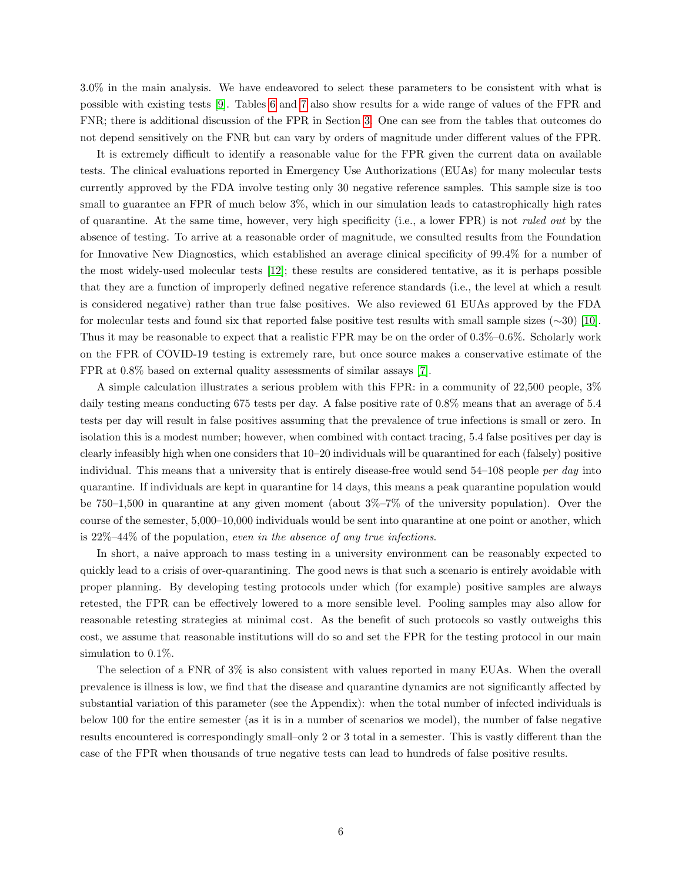3.0% in the main analysis. We have endeavored to select these parameters to be consistent with what is possible with existing tests [9]. Tables 6 and 7 also show results for a wide range of values of the FPR and FNR; there is additional discussion of the FPR in Section 3. One can see from the tables that outcomes do not depend sensitively on the FNR but can vary by orders of magnitude under different values of the FPR.

It is extremely difficult to identify a reasonable value for the FPR given the current data on available tests. The clinical evaluations reported in Emergency Use Authorizations (EUAs) for many molecular tests currently approved by the FDA involve testing only 30 negative reference samples. This sample size is too small to guarantee an FPR of much below 3%, which in our simulation leads to catastrophically high rates of quarantine. At the same time, however, very high specificity (i.e., a lower FPR) is not *ruled out* by the absence of testing. To arrive at a reasonable order of magnitude, we consulted results from the Foundation for Innovative New Diagnostics, which established an average clinical specificity of 99.4% for a number of the most widely-used molecular tests [12]; these results are considered tentative, as it is perhaps possible that they are a function of improperly defined negative reference standards (i.e., the level at which a result is considered negative) rather than true false positives. We also reviewed 61 EUAs approved by the FDA for molecular tests and found six that reported false positive test results with small sample sizes (∼30) [10]. Thus it may be reasonable to expect that a realistic FPR may be on the order of 0.3%–0.6%. Scholarly work on the FPR of COVID-19 testing is extremely rare, but once source makes a conservative estimate of the FPR at 0.8% based on external quality assessments of similar assays [7].

A simple calculation illustrates a serious problem with this FPR: in a community of 22,500 people, 3% daily testing means conducting 675 tests per day. A false positive rate of 0.8% means that an average of 5.4 tests per day will result in false positives assuming that the prevalence of true infections is small or zero. In isolation this is a modest number; however, when combined with contact tracing, 5.4 false positives per day is clearly infeasibly high when one considers that 10–20 individuals will be quarantined for each (falsely) positive individual. This means that a university that is entirely disease-free would send 54–108 people *per day* into quarantine. If individuals are kept in quarantine for 14 days, this means a peak quarantine population would be 750–1,500 in quarantine at any given moment (about 3%–7% of the university population). Over the course of the semester, 5,000–10,000 individuals would be sent into quarantine at one point or another, which is 22%–44% of the population, *even in the absence of any true infections*.

In short, a naive approach to mass testing in a university environment can be reasonably expected to quickly lead to a crisis of over-quarantining. The good news is that such a scenario is entirely avoidable with proper planning. By developing testing protocols under which (for example) positive samples are always retested, the FPR can be effectively lowered to a more sensible level. Pooling samples may also allow for reasonable retesting strategies at minimal cost. As the benefit of such protocols so vastly outweighs this cost, we assume that reasonable institutions will do so and set the FPR for the testing protocol in our main simulation to 0.1%.

The selection of a FNR of 3% is also consistent with values reported in many EUAs. When the overall prevalence is illness is low, we find that the disease and quarantine dynamics are not significantly affected by substantial variation of this parameter (see the Appendix): when the total number of infected individuals is below 100 for the entire semester (as it is in a number of scenarios we model), the number of false negative results encountered is correspondingly small–only 2 or 3 total in a semester. This is vastly different than the case of the FPR when thousands of true negative tests can lead to hundreds of false positive results.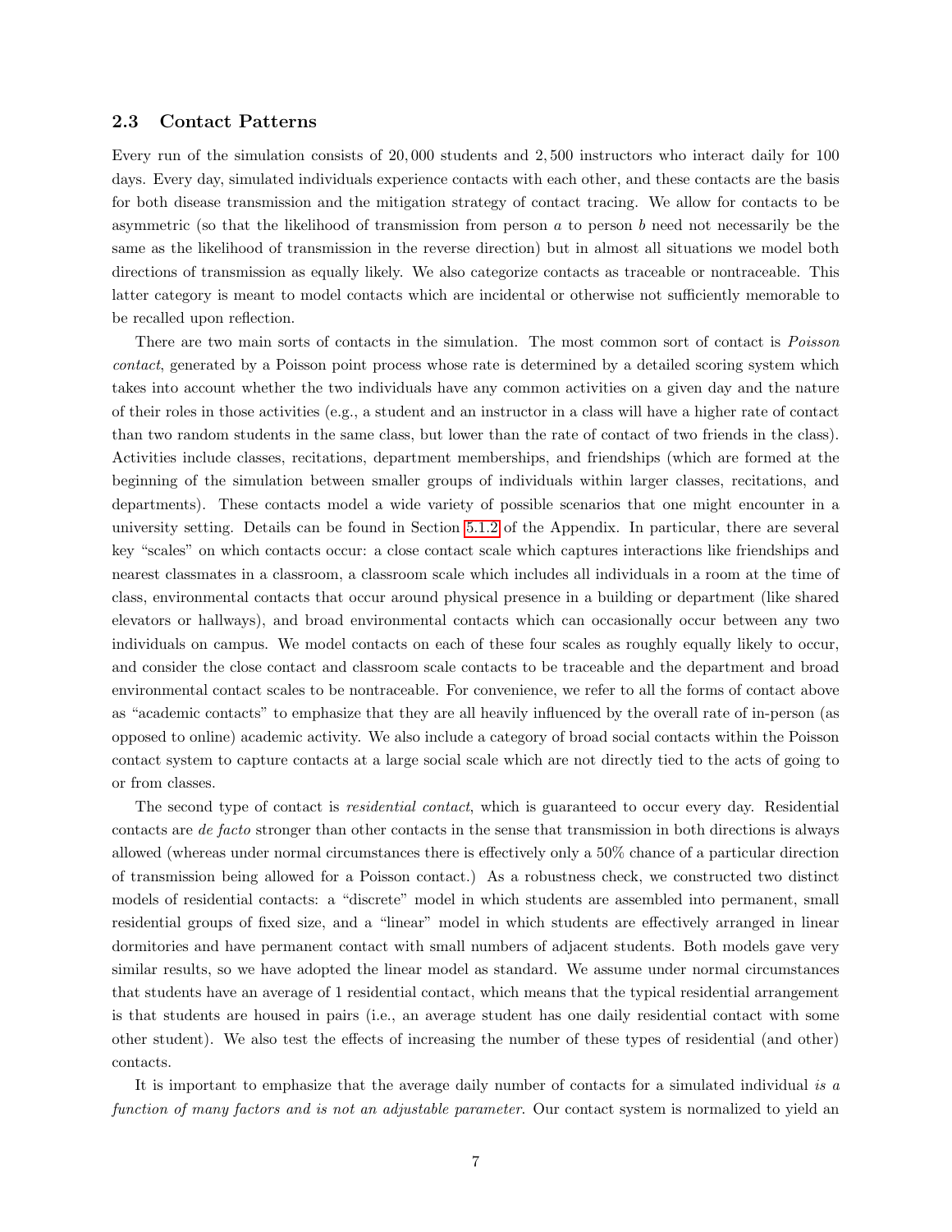### 2.3 Contact Patterns

Every run of the simulation consists of 20,000 students and 2,500 instructors who interact daily for 100 days. Every day, simulated individuals experience contacts with each other, and these contacts are the basis for both disease transmission and the mitigation strategy of contact tracing. We allow for contacts to be asymmetric (so that the likelihood of transmission from person $a$ to person $b$ need not necessarily be the same as the likelihood of transmission in the reverse direction) but in almost all situations we model both directions of transmission as equally likely. We also categorize contacts as traceable or nontraceable. This latter category is meant to model contacts which are incidental or otherwise not sufficiently memorable to be recalled upon reflection.

There are two main sorts of contacts in the simulation. The most common sort of contact is *Poisson contact*, generated by a Poisson point process whose rate is determined by a detailed scoring system which takes into account whether the two individuals have any common activities on a given day and the nature of their roles in those activities (e.g., a student and an instructor in a class will have a higher rate of contact than two random students in the same class, but lower than the rate of contact of two friends in the class). Activities include classes, recitations, department memberships, and friendships (which are formed at the beginning of the simulation between smaller groups of individuals within larger classes, recitations, and departments). These contacts model a wide variety of possible scenarios that one might encounter in a university setting. Details can be found in Section 5.1.2 of the Appendix. In particular, there are several key "scales" on which contacts occur: a close contact scale which captures interactions like friendships and nearest classmates in a classroom, a classroom scale which includes all individuals in a room at the time of class, environmental contacts that occur around physical presence in a building or department (like shared elevators or hallways), and broad environmental contacts which can occasionally occur between any two individuals on campus. We model contacts on each of these four scales as roughly equally likely to occur, and consider the close contact and classroom scale contacts to be traceable and the department and broad environmental contact scales to be nontraceable. For convenience, we refer to all the forms of contact above as "academic contacts" to emphasize that they are all heavily influenced by the overall rate of in-person (as opposed to online) academic activity. We also include a category of broad social contacts within the Poisson contact system to capture contacts at a large social scale which are not directly tied to the acts of going to or from classes.

The second type of contact is *residential contact*, which is guaranteed to occur every day. Residential contacts are *de facto* stronger than other contacts in the sense that transmission in both directions is always allowed (whereas under normal circumstances there is effectively only a 50% chance of a particular direction of transmission being allowed for a Poisson contact.) As a robustness check, we constructed two distinct models of residential contacts: a "discrete" model in which students are assembled into permanent, small residential groups of fixed size, and a "linear" model in which students are effectively arranged in linear dormitories and have permanent contact with small numbers of adjacent students. Both models gave very similar results, so we have adopted the linear model as standard. We assume under normal circumstances that students have an average of 1 residential contact, which means that the typical residential arrangement is that students are housed in pairs (i.e., an average student has one daily residential contact with some other student). We also test the effects of increasing the number of these types of residential (and other) contacts.

It is important to emphasize that the average daily number of contacts for a simulated individual *is a function of many factors and is not an adjustable parameter*. Our contact system is normalized to yield an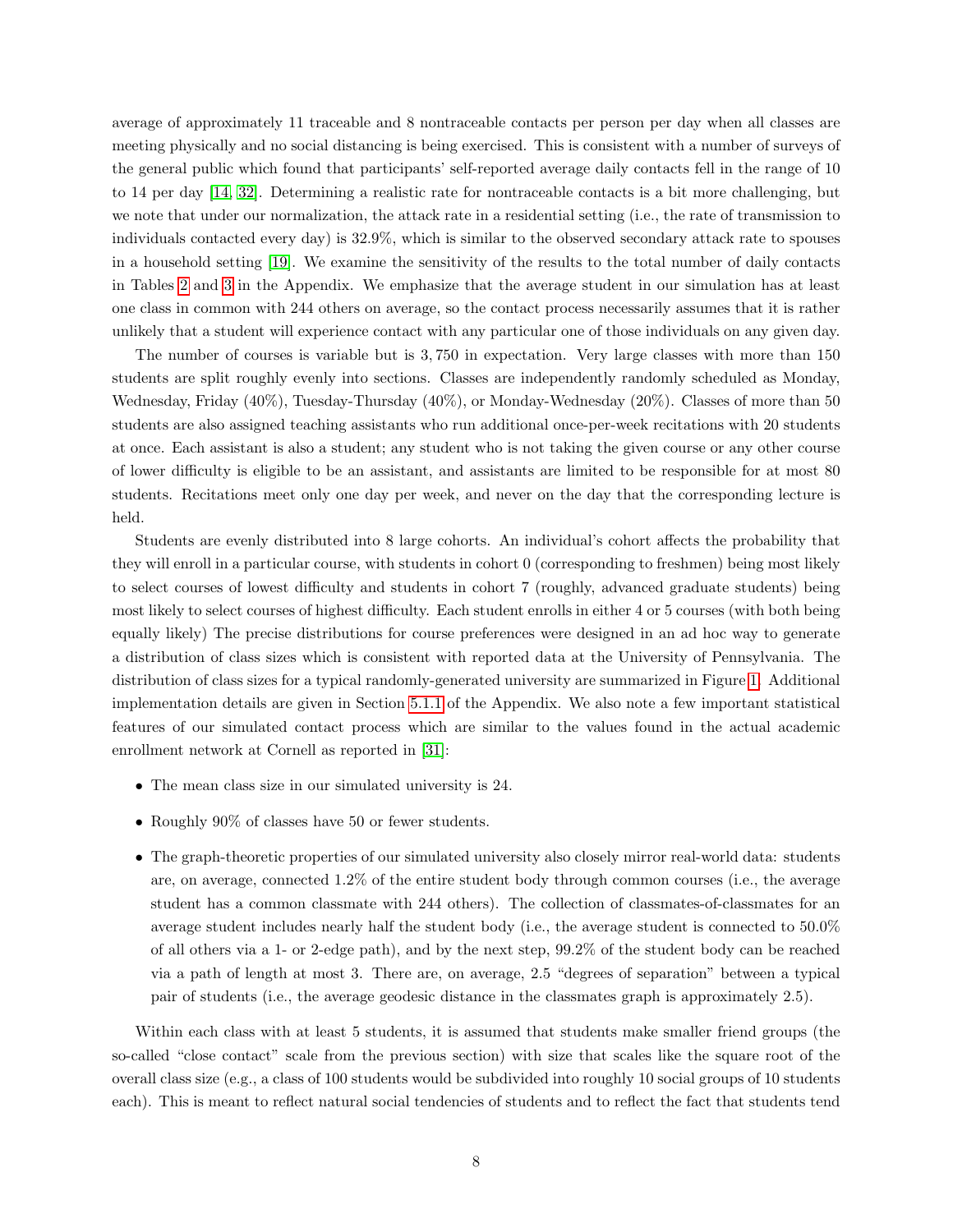average of approximately 11 traceable and 8 nontraceable contacts per person per day when all classes are meeting physically and no social distancing is being exercised. This is consistent with a number of surveys of the general public which found that participants' self-reported average daily contacts fell in the range of 10 to 14 per day [14, 32]. Determining a realistic rate for nontraceable contacts is a bit more challenging, but we note that under our normalization, the attack rate in a residential setting (i.e., the rate of transmission to individuals contacted every day) is 32.9%, which is similar to the observed secondary attack rate to spouses in a household setting [19]. We examine the sensitivity of the results to the total number of daily contacts in Tables 2 and 3 in the Appendix. We emphasize that the average student in our simulation has at least one class in common with 244 others on average, so the contact process necessarily assumes that it is rather unlikely that a student will experience contact with any particular one of those individuals on any given day.

The number of courses is variable but is 3,750 in expectation. Very large classes with more than 150 students are split roughly evenly into sections. Classes are independently randomly scheduled as Monday, Wednesday, Friday (40%), Tuesday-Thursday (40%), or Monday-Wednesday (20%). Classes of more than 50 students are also assigned teaching assistants who run additional once-per-week recitations with 20 students at once. Each assistant is also a student; any student who is not taking the given course or any other course of lower difficulty is eligible to be an assistant, and assistants are limited to be responsible for at most 80 students. Recitations meet only one day per week, and never on the day that the corresponding lecture is held.

Students are evenly distributed into 8 large cohorts. An individual's cohort affects the probability that they will enroll in a particular course, with students in cohort 0 (corresponding to freshmen) being most likely to select courses of lowest difficulty and students in cohort 7 (roughly, advanced graduate students) being most likely to select courses of highest difficulty. Each student enrolls in either 4 or 5 courses (with both being equally likely) The precise distributions for course preferences were designed in an ad hoc way to generate a distribution of class sizes which is consistent with reported data at the University of Pennsylvania. The distribution of class sizes for a typical randomly-generated university are summarized in Figure 1. Additional implementation details are given in Section 5.1.1 of the Appendix. We also note a few important statistical features of our simulated contact process which are similar to the values found in the actual academic enrollment network at Cornell as reported in [31]:

- The mean class size in our simulated university is 24.
- Roughly 90% of classes have 50 or fewer students.
- The graph-theoretic properties of our simulated university also closely mirror real-world data: students are, on average, connected 1.2% of the entire student body through common courses (i.e., the average student has a common classmate with 244 others). The collection of classmates-of-classmates for an average student includes nearly half the student body (i.e., the average student is connected to 50.0% of all others via a 1- or 2-edge path), and by the next step, 99.2% of the student body can be reached via a path of length at most 3. There are, on average, 2.5 "degrees of separation" between a typical pair of students (i.e., the average geodesic distance in the classmates graph is approximately 2.5).

Within each class with at least 5 students, it is assumed that students make smaller friend groups (the so-called "close contact" scale from the previous section) with size that scales like the square root of the overall class size (e.g., a class of 100 students would be subdivided into roughly 10 social groups of 10 students each). This is meant to reflect natural social tendencies of students and to reflect the fact that students tend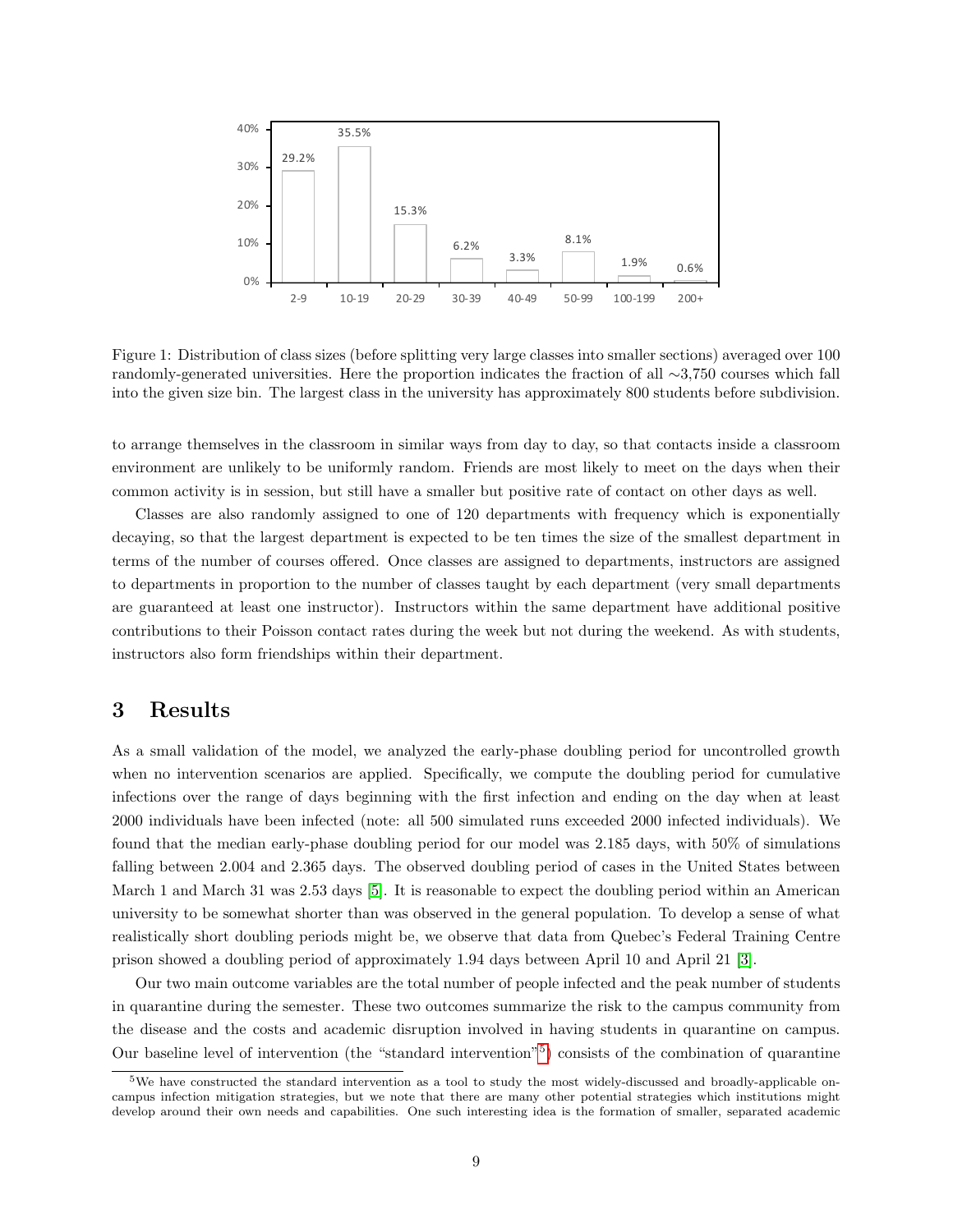Figure 1: Distribution of class sizes (before splitting very large classes into smaller sections) averaged over 100 randomly-generated universities. Here the proportion indicates the fraction of all ∼3,750 courses which fall into the given size bin. The largest class in the university has approximately 800 students before subdivision.

to arrange themselves in the classroom in similar ways from day to day, so that contacts inside a classroom environment are unlikely to be uniformly random. Friends are most likely to meet on the days when their common activity is in session, but still have a smaller but positive rate of contact on other days as well.

Classes are also randomly assigned to one of 120 departments with frequency which is exponentially decaying, so that the largest department is expected to be ten times the size of the smallest department in terms of the number of courses offered. Once classes are assigned to departments, instructors are assigned to departments in proportion to the number of classes taught by each department (very small departments are guaranteed at least one instructor). Instructors within the same department have additional positive contributions to their Poisson contact rates during the week but not during the weekend. As with students, instructors also form friendships within their department.

## 3 Results

As a small validation of the model, we analyzed the early-phase doubling period for uncontrolled growth when no intervention scenarios are applied. Specifically, we compute the doubling period for cumulative infections over the range of days beginning with the first infection and ending on the day when at least 2000 individuals have been infected (note: all 500 simulated runs exceeded 2000 infected individuals). We found that the median early-phase doubling period for our model was 2.185 days, with 50% of simulations falling between 2.004 and 2.365 days. The observed doubling period of cases in the United States between March 1 and March 31 was 2.53 days [5]. It is reasonable to expect the doubling period within an American university to be somewhat shorter than was observed in the general population. To develop a sense of what realistically short doubling periods might be, we observe that data from Quebec's Federal Training Centre prison showed a doubling period of approximately 1.94 days between April 10 and April 21 [3].

Our two main outcome variables are the total number of people infected and the peak number of students in quarantine during the semester. These two outcomes summarize the risk to the campus community from the disease and the costs and academic disruption involved in having students in quarantine on campus. Our baseline level of intervention (the "standard intervention"[5]) consists of the combination of quarantine

[5]We have constructed the standard intervention as a tool to study the most widely-discussed and broadly-applicable on-campus infection mitigation strategies, but we note that there are many other potential strategies which institutions might develop around their own needs and capabilities. One such interesting idea is the formation of smaller, separated academic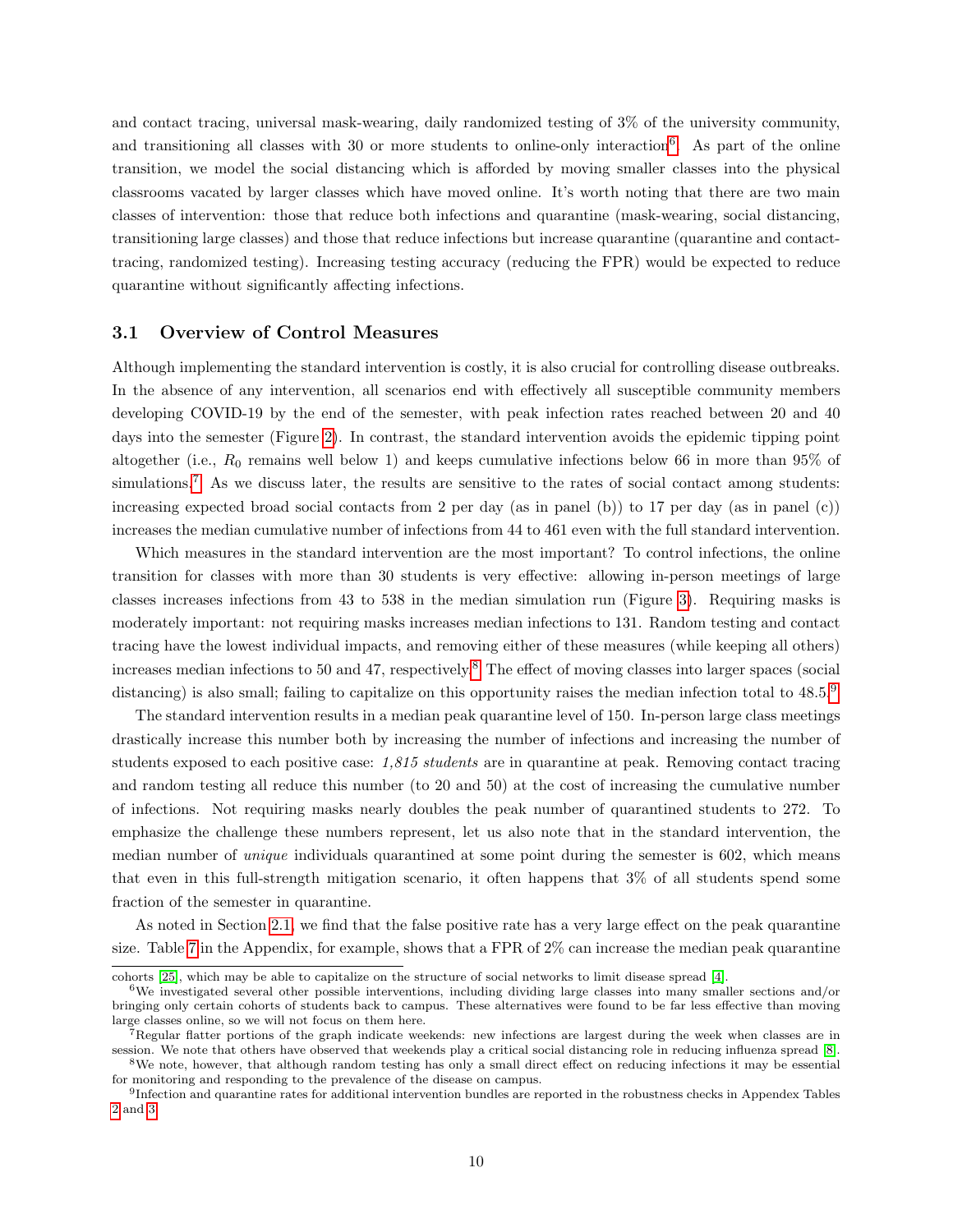and contact tracing, universal mask-wearing, daily randomized testing of 3% of the university community, and transitioning all classes with 30 or more students to online-only interaction[6]. As part of the online transition, we model the social distancing which is afforded by moving smaller classes into the physical classrooms vacated by larger classes which have moved online. It's worth noting that there are two main classes of intervention: those that reduce both infections and quarantine (mask-wearing, social distancing, transitioning large classes) and those that reduce infections but increase quarantine (quarantine and contact-tracing, randomized testing). Increasing testing accuracy (reducing the FPR) would be expected to reduce quarantine without significantly affecting infections.

### 3.1 Overview of Control Measures

Although implementing the standard intervention is costly, it is also crucial for controlling disease outbreaks. In the absence of any intervention, all scenarios end with effectively all susceptible community members developing COVID-19 by the end of the semester, with peak infection rates reached between 20 and 40 days into the semester (Figure 2). In contrast, the standard intervention avoids the epidemic tipping point altogether (i.e., $R_0$ remains well below 1) and keeps cumulative infections below 66 in more than 95% of simulations.[7] As we discuss later, the results are sensitive to the rates of social contact among students: increasing expected broad social contacts from 2 per day (as in panel (b)) to 17 per day (as in panel (c)) increases the median cumulative number of infections from 44 to 461 even with the full standard intervention.

Which measures in the standard intervention are the most important? To control infections, the online transition for classes with more than 30 students is very effective: allowing in-person meetings of large classes increases infections from 43 to 538 in the median simulation run (Figure 3). Requiring masks is moderately important: not requiring masks increases median infections to 131. Random testing and contact tracing have the lowest individual impacts, and removing either of these measures (while keeping all others) increases median infections to 50 and 47, respectively.[8] The effect of moving classes into larger spaces (social distancing) is also small; failing to capitalize on this opportunity raises the median infection total to 48.5.[9]

The standard intervention results in a median peak quarantine level of 150. In-person large class meetings drastically increase this number both by increasing the number of infections and increasing the number of students exposed to each positive case: *1,815 students* are in quarantine at peak. Removing contact tracing and random testing all reduce this number (to 20 and 50) at the cost of increasing the cumulative number of infections. Not requiring masks nearly doubles the peak number of quarantined students to 272. To emphasize the challenge these numbers represent, let us also note that in the standard intervention, the median number of *unique* individuals quarantined at some point during the semester is 602, which means that even in this full-strength mitigation scenario, it often happens that 3% of all students spend some fraction of the semester in quarantine.

As noted in Section 2.1, we find that the false positive rate has a very large effect on the peak quarantine size. Table 7 in the Appendix, for example, shows that a FPR of 2% can increase the median peak quarantine

---

cohorts [25], which may be able to capitalize on the structure of social networks to limit disease spread [4].

[6] We investigated several other possible interventions, including dividing large classes into many smaller sections and/or bringing only certain cohorts of students back to campus. These alternatives were found to be far less effective than moving large classes online, so we will not focus on them here.

[7] Regular flatter portions of the graph indicate weekends: new infections are largest during the week when classes are in session. We note that others have observed that weekends play a critical social distancing role in reducing influenza spread [8].

[8] We note, however, that although random testing has only a small direct effect on reducing infections it may be essential for monitoring and responding to the prevalence of the disease on campus.

[9] Infection and quarantine rates for additional intervention bundles are reported in the robustness checks in Appendex Tables 2 and 3.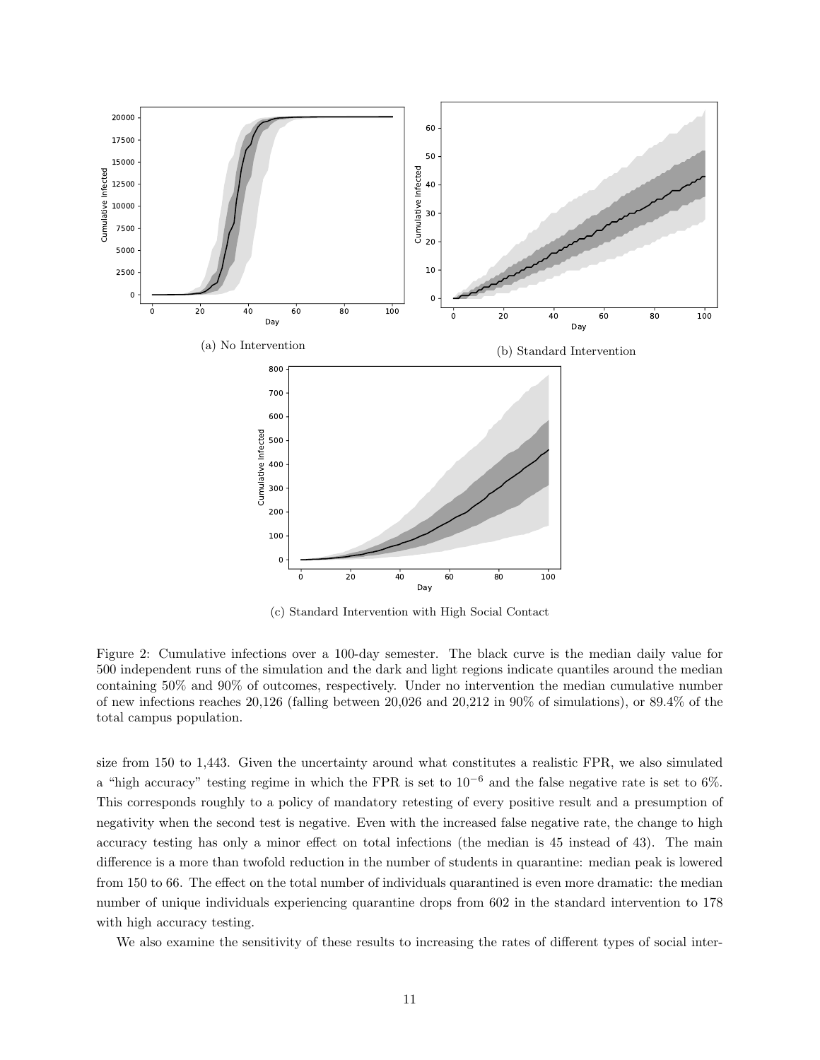(a) No Intervention

(b) Standard Intervention

(c) Standard Intervention with High Social Contact

Figure 2: Cumulative infections over a 100-day semester. The black curve is the median daily value for 500 independent runs of the simulation and the dark and light regions indicate quantiles around the median containing 50% and 90% of outcomes, respectively. Under no intervention the median cumulative number of new infections reaches 20,126 (falling between 20,026 and 20,212 in 90% of simulations), or 89.4% of the total campus population.

size from 150 to 1,443. Given the uncertainty around what constitutes a realistic FPR, we also simulated a "high accuracy" testing regime in which the FPR is set to $10^{-6}$ and the false negative rate is set to 6%. This corresponds roughly to a policy of mandatory retesting of every positive result and a presumption of negativity when the second test is negative. Even with the increased false negative rate, the change to high accuracy testing has only a minor effect on total infections (the median is 45 instead of 43). The main difference is a more than twofold reduction in the number of students in quarantine: median peak is lowered from 150 to 66. The effect on the total number of individuals quarantined is even more dramatic: the median number of unique individuals experiencing quarantine drops from 602 in the standard intervention to 178 with high accuracy testing.

We also examine the sensitivity of these results to increasing the rates of different types of social inter-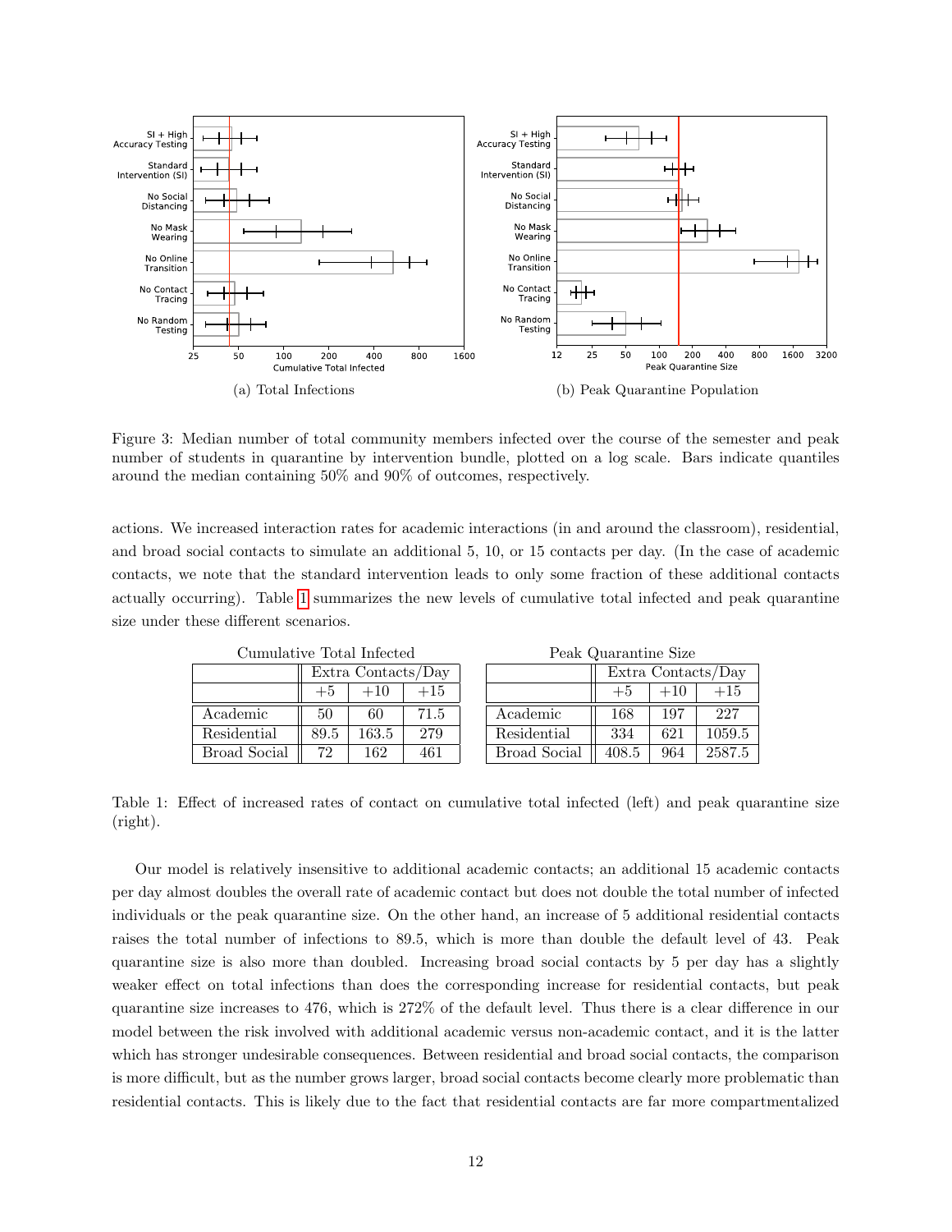(a) Total Infections

(b) Peak Quarantine Population

Figure 3: Median number of total community members infected over the course of the semester and peak number of students in quarantine by intervention bundle, plotted on a log scale. Bars indicate quantiles around the median containing 50% and 90% of outcomes, respectively.

actions. We increased interaction rates for academic interactions (in and around the classroom), residential, and broad social contacts to simulate an additional 5, 10, or 15 contacts per day. (In the case of academic contacts, we note that the standard intervention leads to only some fraction of these additional contacts actually occurring). Table 1 summarizes the new levels of cumulative total infected and peak quarantine size under these different scenarios.

Cumulative Total Infected

| | Extra Contacts/Day | | |
|---|---|---|---|
| | +5 | +10 | +15 |
| Academic | 50 | 60 | 71.5 |
| Residential | 89.5 | 163.5 | 279 |
| Broad Social | 72 | 162 | 461 |

Peak Quarantine Size

| | Extra Contacts/Day | | |
|---|---|---|---|
| | +5 | +10 | +15 |
| Academic | 168 | 197 | 227 |
| Residential | 334 | 621 | 1059.5 |
| Broad Social | 408.5 | 964 | 2587.5 |

Table 1: Effect of increased rates of contact on cumulative total infected (left) and peak quarantine size (right).

Our model is relatively insensitive to additional academic contacts; an additional 15 academic contacts per day almost doubles the overall rate of academic contact but does not double the total number of infected individuals or the peak quarantine size. On the other hand, an increase of 5 additional residential contacts raises the total number of infections to 89.5, which is more than double the default level of 43. Peak quarantine size is also more than doubled. Increasing broad social contacts by 5 per day has a slightly weaker effect on total infections than does the corresponding increase for residential contacts, but peak quarantine size increases to 476, which is 272% of the default level. Thus there is a clear difference in our model between the risk involved with additional academic versus non-academic contact, and it is the latter which has stronger undesirable consequences. Between residential and broad social contacts, the comparison is more difficult, but as the number grows larger, broad social contacts become clearly more problematic than residential contacts. This is likely due to the fact that residential contacts are far more compartmentalized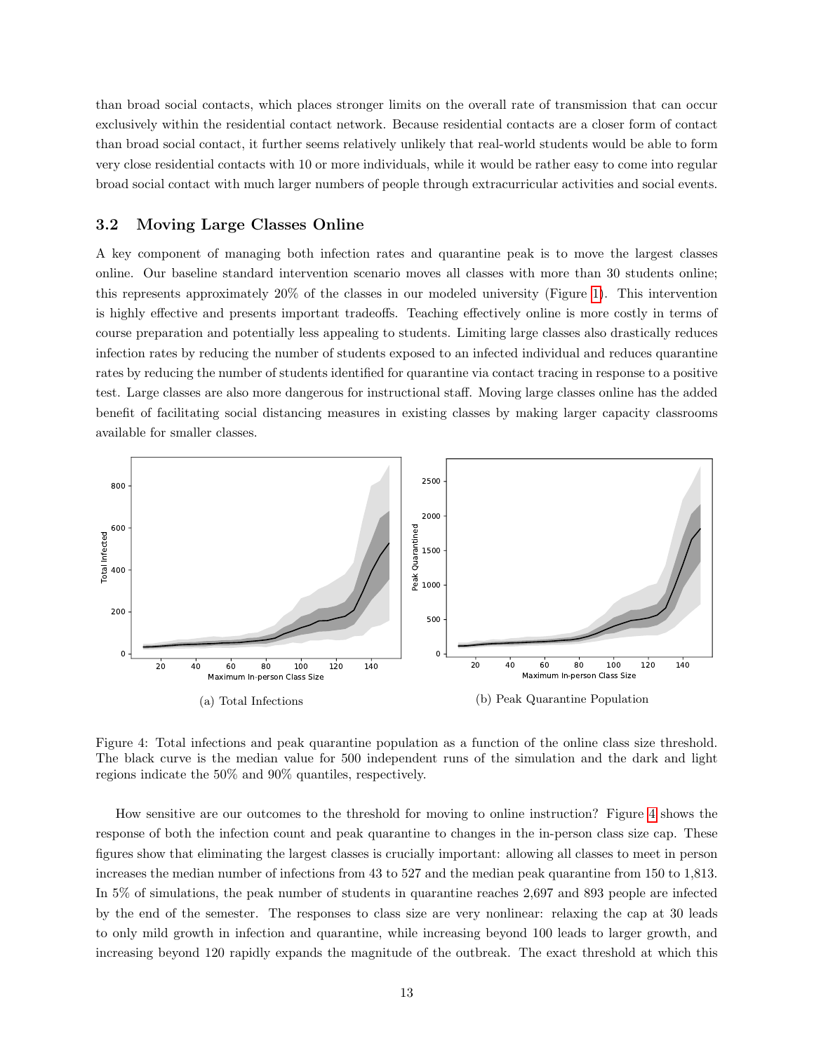than broad social contacts, which places stronger limits on the overall rate of transmission that can occur exclusively within the residential contact network. Because residential contacts are a closer form of contact than broad social contact, it further seems relatively unlikely that real-world students would be able to form very close residential contacts with 10 or more individuals, while it would be rather easy to come into regular broad social contact with much larger numbers of people through extracurricular activities and social events.

### 3.2 Moving Large Classes Online

A key component of managing both infection rates and quarantine peak is to move the largest classes online. Our baseline standard intervention scenario moves all classes with more than 30 students online; this represents approximately 20% of the classes in our modeled university (Figure 1). This intervention is highly effective and presents important tradeoffs. Teaching effectively online is more costly in terms of course preparation and potentially less appealing to students. Limiting large classes also drastically reduces infection rates by reducing the number of students exposed to an infected individual and reduces quarantine rates by reducing the number of students identified for quarantine via contact tracing in response to a positive test. Large classes are also more dangerous for instructional staff. Moving large classes online has the added benefit of facilitating social distancing measures in existing classes by making larger capacity classrooms available for smaller classes.

(a) Total Infections

(b) Peak Quarantine Population

Figure 4: Total infections and peak quarantine population as a function of the online class size threshold. The black curve is the median value for 500 independent runs of the simulation and the dark and light regions indicate the 50% and 90% quantiles, respectively.

How sensitive are our outcomes to the threshold for moving to online instruction? Figure 4 shows the response of both the infection count and peak quarantine to changes in the in-person class size cap. These figures show that eliminating the largest classes is crucially important: allowing all classes to meet in person increases the median number of infections from 43 to 527 and the median peak quarantine from 150 to 1,813. In 5% of simulations, the peak number of students in quarantine reaches 2,697 and 893 people are infected by the end of the semester. The responses to class size are very nonlinear: relaxing the cap at 30 leads to only mild growth in infection and quarantine, while increasing beyond 100 leads to larger growth, and increasing beyond 120 rapidly expands the magnitude of the outbreak. The exact threshold at which this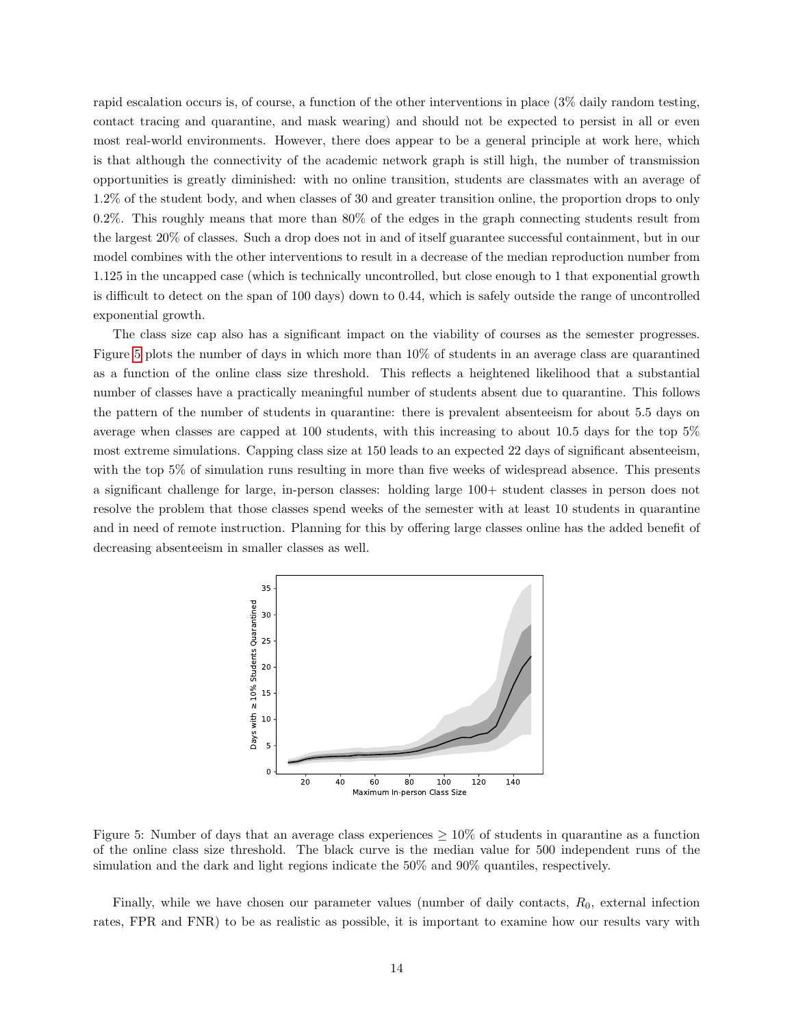rapid escalation occurs is, of course, a function of the other interventions in place (3% daily random testing, contact tracing and quarantine, and mask wearing) and should not be expected to persist in all or even most real-world environments. However, there does appear to be a general principle at work here, which is that although the connectivity of the academic network graph is still high, the number of transmission opportunities is greatly diminished: with no online transition, students are classmates with an average of 1.2% of the student body, and when classes of 30 and greater transition online, the proportion drops to only 0.2%. This roughly means that more than 80% of the edges in the graph connecting students result from the largest 20% of classes. Such a drop does not in and of itself guarantee successful containment, but in our model combines with the other interventions to result in a decrease of the median reproduction number from 1.125 in the uncapped case (which is technically uncontrolled, but close enough to 1 that exponential growth is difficult to detect on the span of 100 days) down to 0.44, which is safely outside the range of uncontrolled exponential growth.

The class size cap also has a significant impact on the viability of courses as the semester progresses. Figure 5 plots the number of days in which more than 10% of students in an average class are quarantined as a function of the online class size threshold. This reflects a heightened likelihood that a substantial number of classes have a practically meaningful number of students absent due to quarantine. This follows the pattern of the number of students in quarantine: there is prevalent absenteeism for about 5.5 days on average when classes are capped at 100 students, with this increasing to about 10.5 days for the top 5% most extreme simulations. Capping class size at 150 leads to an expected 22 days of significant absenteeism, with the top 5% of simulation runs resulting in more than five weeks of widespread absence. This presents a significant challenge for large, in-person classes: holding large 100+ student classes in person does not resolve the problem that those classes spend weeks of the semester with at least 10 students in quarantine and in need of remote instruction. Planning for this by offering large classes online has the added benefit of decreasing absenteeism in smaller classes as well.

Figure 5: Number of days that an average class experiences $\geq 10\%$ of students in quarantine as a function of the online class size threshold. The black curve is the median value for 500 independent runs of the simulation and the dark and light regions indicate the 50% and 90% quantiles, respectively.

Finally, while we have chosen our parameter values (number of daily contacts, $R_0$, external infection rates, FPR and FNR) to be as realistic as possible, it is important to examine how our results vary with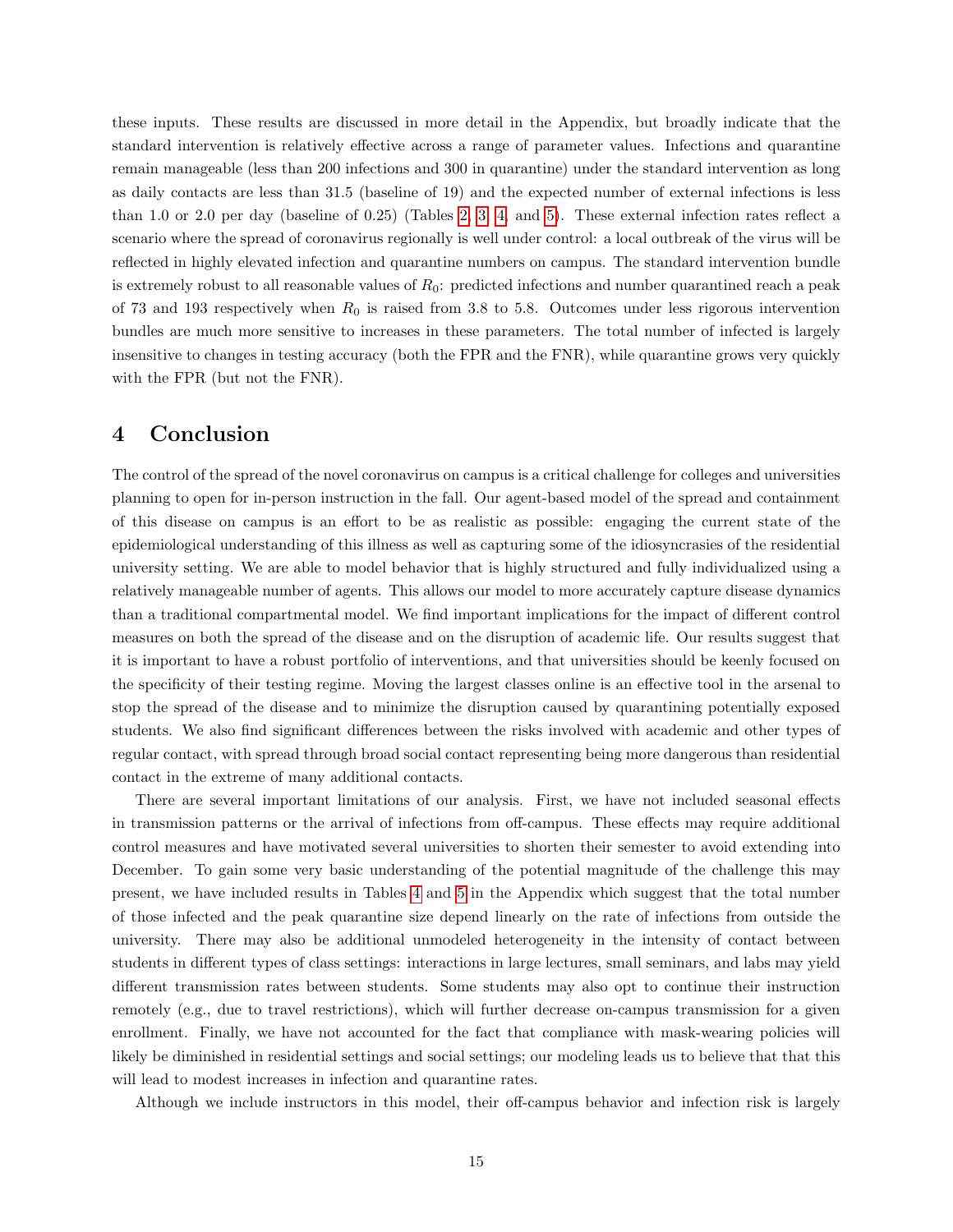these inputs. These results are discussed in more detail in the Appendix, but broadly indicate that the standard intervention is relatively effective across a range of parameter values. Infections and quarantine remain manageable (less than 200 infections and 300 in quarantine) under the standard intervention as long as daily contacts are less than 31.5 (baseline of 19) and the expected number of external infections is less than 1.0 or 2.0 per day (baseline of 0.25) (Tables 2, 3, 4, and 5). These external infection rates reflect a scenario where the spread of coronavirus regionally is well under control: a local outbreak of the virus will be reflected in highly elevated infection and quarantine numbers on campus. The standard intervention bundle is extremely robust to all reasonable values of $R_0$: predicted infections and number quarantined reach a peak of 73 and 193 respectively when $R_0$ is raised from 3.8 to 5.8. Outcomes under less rigorous intervention bundles are much more sensitive to increases in these parameters. The total number of infected is largely insensitive to changes in testing accuracy (both the FPR and the FNR), while quarantine grows very quickly with the FPR (but not the FNR).

# 4 Conclusion

The control of the spread of the novel coronavirus on campus is a critical challenge for colleges and universities planning to open for in-person instruction in the fall. Our agent-based model of the spread and containment of this disease on campus is an effort to be as realistic as possible: engaging the current state of the epidemiological understanding of this illness as well as capturing some of the idiosyncrasies of the residential university setting. We are able to model behavior that is highly structured and fully individualized using a relatively manageable number of agents. This allows our model to more accurately capture disease dynamics than a traditional compartmental model. We find important implications for the impact of different control measures on both the spread of the disease and on the disruption of academic life. Our results suggest that it is important to have a robust portfolio of interventions, and that universities should be keenly focused on the specificity of their testing regime. Moving the largest classes online is an effective tool in the arsenal to stop the spread of the disease and to minimize the disruption caused by quarantining potentially exposed students. We also find significant differences between the risks involved with academic and other types of regular contact, with spread through broad social contact representing being more dangerous than residential contact in the extreme of many additional contacts.

There are several important limitations of our analysis. First, we have not included seasonal effects in transmission patterns or the arrival of infections from off-campus. These effects may require additional control measures and have motivated several universities to shorten their semester to avoid extending into December. To gain some very basic understanding of the potential magnitude of the challenge this may present, we have included results in Tables 4 and 5 in the Appendix which suggest that the total number of those infected and the peak quarantine size depend linearly on the rate of infections from outside the university. There may also be additional unmodeled heterogeneity in the intensity of contact between students in different types of class settings: interactions in large lectures, small seminars, and labs may yield different transmission rates between students. Some students may also opt to continue their instruction remotely (e.g., due to travel restrictions), which will further decrease on-campus transmission for a given enrollment. Finally, we have not accounted for the fact that compliance with mask-wearing policies will likely be diminished in residential settings and social settings; our modeling leads us to believe that that this will lead to modest increases in infection and quarantine rates.

Although we include instructors in this model, their off-campus behavior and infection risk is largely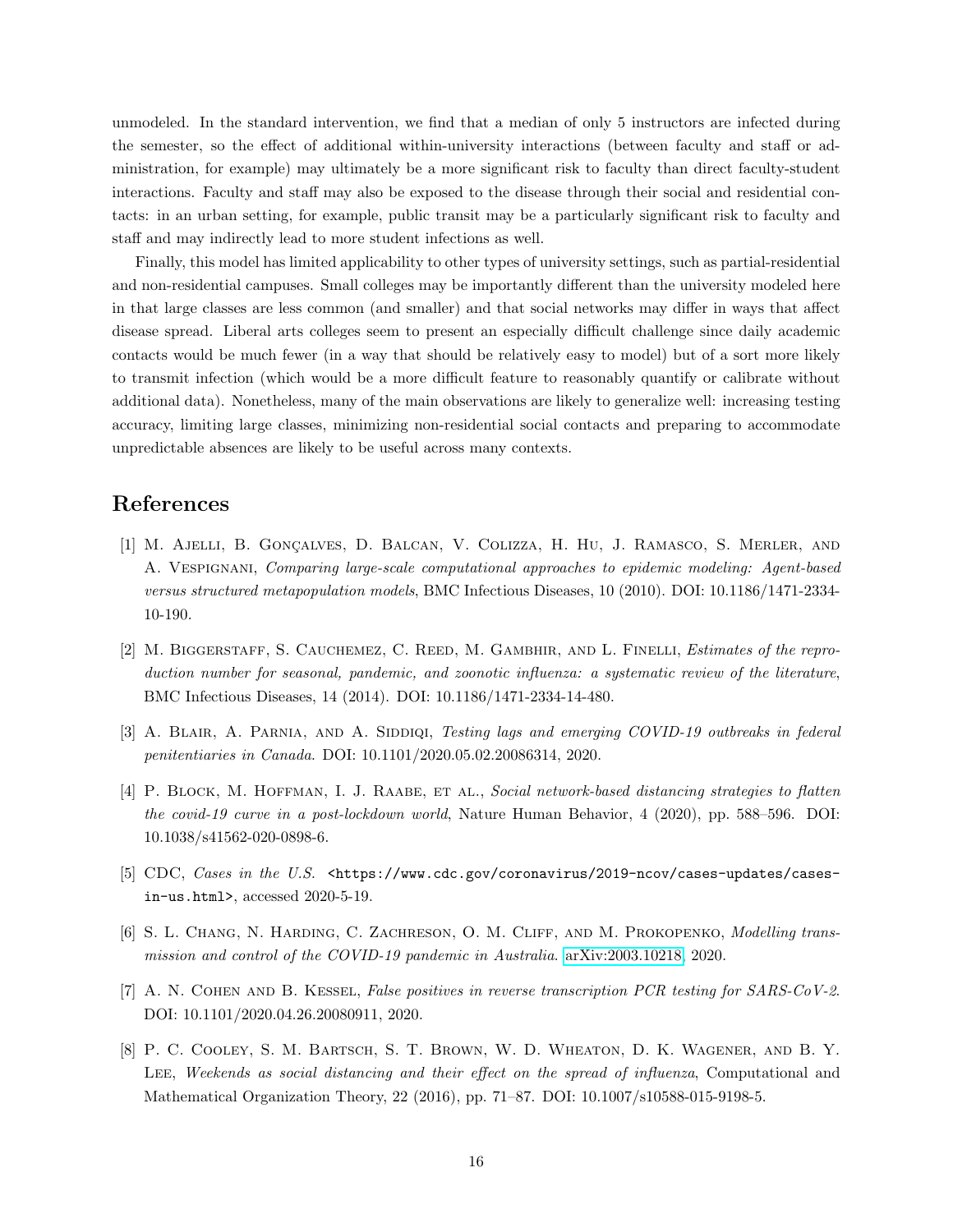unmodeled. In the standard intervention, we find that a median of only 5 instructors are infected during the semester, so the effect of additional within-university interactions (between faculty and staff or administration, for example) may ultimately be a more significant risk to faculty than direct faculty-student interactions. Faculty and staff may also be exposed to the disease through their social and residential contacts: in an urban setting, for example, public transit may be a particularly significant risk to faculty and staff and may indirectly lead to more student infections as well.

Finally, this model has limited applicability to other types of university settings, such as partial-residential and non-residential campuses. Small colleges may be importantly different than the university modeled here in that large classes are less common (and smaller) and that social networks may differ in ways that affect disease spread. Liberal arts colleges seem to present an especially difficult challenge since daily academic contacts would be much fewer (in a way that should be relatively easy to model) but of a sort more likely to transmit infection (which would be a more difficult feature to reasonably quantify or calibrate without additional data). Nonetheless, many of the main observations are likely to generalize well: increasing testing accuracy, limiting large classes, minimizing non-residential social contacts and preparing to accommodate unpredictable absences are likely to be useful across many contexts.

# References

[1] M. Ajelli, B. Gonçalves, D. Balcan, V. Colizza, H. Hu, J. Ramasco, S. Merler, and A. Vespignani, *Comparing large-scale computational approaches to epidemic modeling: Agent-based versus structured metapopulation models*, BMC Infectious Diseases, 10 (2010). DOI: 10.1186/1471-2334-10-190.

[2] M. Biggerstaff, S. Cauchemez, C. Reed, M. Gambhir, and L. Finelli, *Estimates of the reproduction number for seasonal, pandemic, and zoonotic influenza: a systematic review of the literature*, BMC Infectious Diseases, 14 (2014). DOI: 10.1186/1471-2334-14-480.

[3] A. Blair, A. Parnia, and A. Siddiqi, *Testing lags and emerging COVID-19 outbreaks in federal penitentiaries in Canada*. DOI: 10.1101/2020.05.02.20086314, 2020.

[4] P. Block, M. Hoffman, I. J. Raabe, et al., *Social network-based distancing strategies to flatten the covid-19 curve in a post-lockdown world*, Nature Human Behavior, 4 (2020), pp. 588–596. DOI: 10.1038/s41562-020-0898-6.

[5] CDC, *Cases in the U.S.* `<https://www.cdc.gov/coronavirus/2019-ncov/cases-updates/cases-in-us.html>`, accessed 2020-5-19.

[6] S. L. Chang, N. Harding, C. Zachreson, O. M. Cliff, and M. Prokopenko, *Modelling transmission and control of the COVID-19 pandemic in Australia*. arXiv:2003.10218, 2020.

[7] A. N. Cohen and B. Kessel, *False positives in reverse transcription PCR testing for SARS-CoV-2*. DOI: 10.1101/2020.04.26.20080911, 2020.

[8] P. C. Cooley, S. M. Bartsch, S. T. Brown, W. D. Wheaton, D. K. Wagener, and B. Y. Lee, *Weekends as social distancing and their effect on the spread of influenza*, Computational and Mathematical Organization Theory, 22 (2016), pp. 71–87. DOI: 10.1007/s10588-015-9198-5.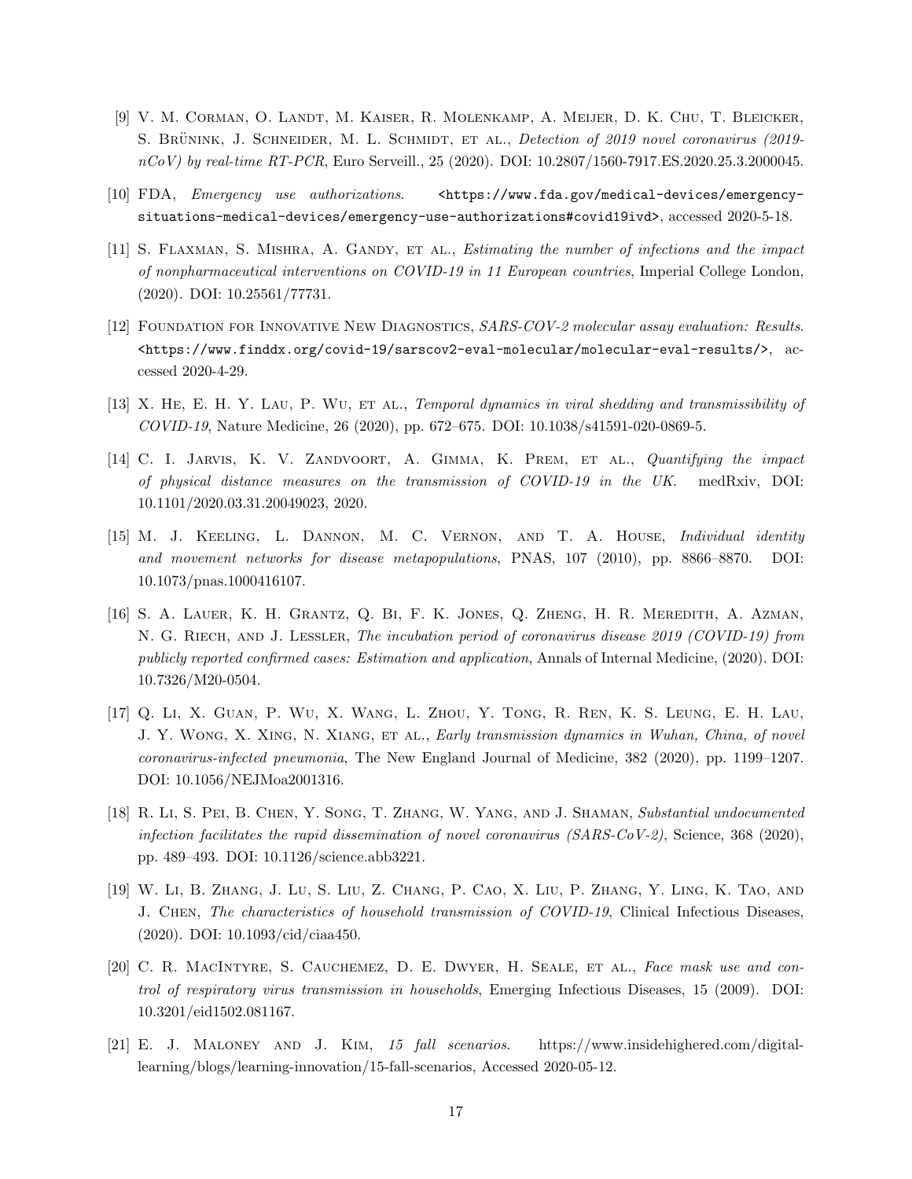[9] V. M. Corman, O. Landt, M. Kaiser, R. Molenkamp, A. Meijer, D. K. Chu, T. Bleicker, S. Brünink, J. Schneider, M. L. Schmidt, et al., *Detection of 2019 novel coronavirus (2019-nCoV) by real-time RT-PCR*, Euro Serveill., 25 (2020). DOI: 10.2807/1560-7917.ES.2020.25.3.2000045.

[10] FDA, *Emergency use authorizations*. <https://www.fda.gov/medical-devices/emergency-situations-medical-devices/emergency-use-authorizations#covid19ivd>, accessed 2020-5-18.

[11] S. Flaxman, S. Mishra, A. Gandy, et al., *Estimating the number of infections and the impact of nonpharmaceutical interventions on COVID-19 in 11 European countries*, Imperial College London, (2020). DOI: 10.25561/77731.

[12] Foundation for Innovative New Diagnostics, *SARS-COV-2 molecular assay evaluation: Results*. <https://www.finddx.org/covid-19/sarscov2-eval-molecular/molecular-eval-results/>, accessed 2020-4-29.

[13] X. He, E. H. Y. Lau, P. Wu, et al., *Temporal dynamics in viral shedding and transmissibility of COVID-19*, Nature Medicine, 26 (2020), pp. 672–675. DOI: 10.1038/s41591-020-0869-5.

[14] C. I. Jarvis, K. V. Zandvoort, A. Gimma, K. Prem, et al., *Quantifying the impact of physical distance measures on the transmission of COVID-19 in the UK*. medRxiv, DOI: 10.1101/2020.03.31.20049023, 2020.

[15] M. J. Keeling, L. Dannon, M. C. Vernon, and T. A. House, *Individual identity and movement networks for disease metapopulations*, PNAS, 107 (2010), pp. 8866–8870. DOI: 10.1073/pnas.1000416107.

[16] S. A. Lauer, K. H. Grantz, Q. Bi, F. K. Jones, Q. Zheng, H. R. Meredith, A. Azman, N. G. Riech, and J. Lessler, *The incubation period of coronavirus disease 2019 (COVID-19) from publicly reported confirmed cases: Estimation and application*, Annals of Internal Medicine, (2020). DOI: 10.7326/M20-0504.

[17] Q. Li, X. Guan, P. Wu, X. Wang, L. Zhou, Y. Tong, R. Ren, K. S. Leung, E. H. Lau, J. Y. Wong, X. Xing, N. Xiang, et al., *Early transmission dynamics in Wuhan, China, of novel coronavirus-infected pneumonia*, The New England Journal of Medicine, 382 (2020), pp. 1199–1207. DOI: 10.1056/NEJMoa2001316.

[18] R. Li, S. Pei, B. Chen, Y. Song, T. Zhang, W. Yang, and J. Shaman, *Substantial undocumented infection facilitates the rapid dissemination of novel coronavirus (SARS-CoV-2)*, Science, 368 (2020), pp. 489–493. DOI: 10.1126/science.abb3221.

[19] W. Li, B. Zhang, J. Lu, S. Liu, Z. Chang, P. Cao, X. Liu, P. Zhang, Y. Ling, K. Tao, and J. Chen, *The characteristics of household transmission of COVID-19*, Clinical Infectious Diseases, (2020). DOI: 10.1093/cid/ciaa450.

[20] C. R. MacIntyre, S. Cauchemez, D. E. Dwyer, H. Seale, et al., *Face mask use and control of respiratory virus transmission in households*, Emerging Infectious Diseases, 15 (2009). DOI: 10.3201/eid1502.081167.

[21] E. J. Maloney and J. Kim, *15 fall scenarios*. https://www.insidehighered.com/digital-learning/blogs/learning-innovation/15-fall-scenarios, Accessed 2020-05-12.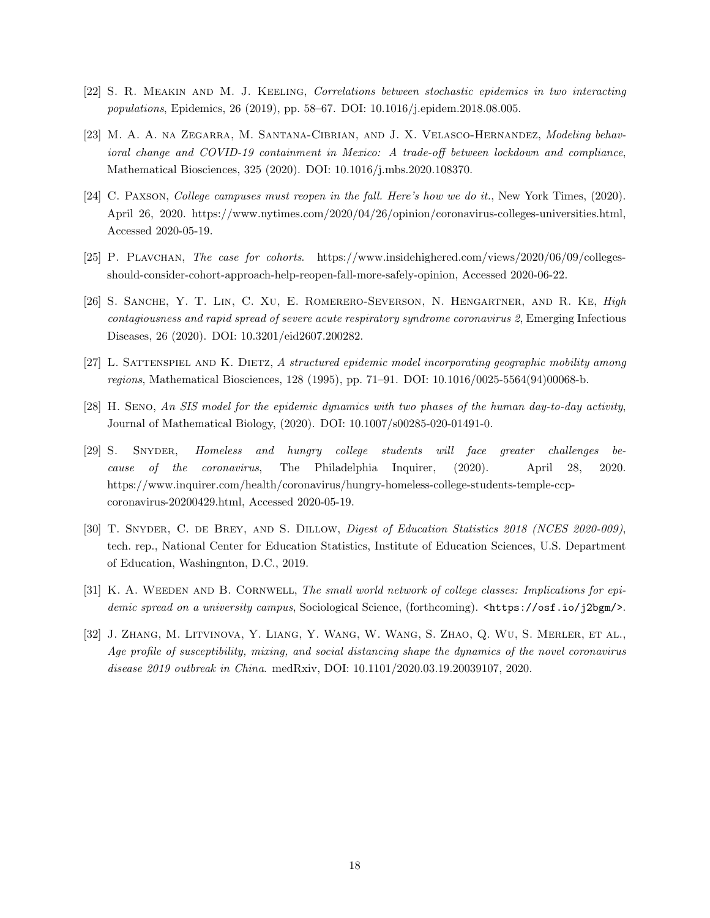[22] S. R. Meakin and M. J. Keeling, *Correlations between stochastic epidemics in two interacting populations*, Epidemics, 26 (2019), pp. 58–67. DOI: 10.1016/j.epidem.2018.08.005.

[23] M. A. A. na Zegarra, M. Santana-Cibrian, and J. X. Velasco-Hernandez, *Modeling behavioral change and COVID-19 containment in Mexico: A trade-off between lockdown and compliance*, Mathematical Biosciences, 325 (2020). DOI: 10.1016/j.mbs.2020.108370.

[24] C. Paxson, *College campuses must reopen in the fall. Here's how we do it.*, New York Times, (2020). April 26, 2020. https://www.nytimes.com/2020/04/26/opinion/coronavirus-colleges-universities.html, Accessed 2020-05-19.

[25] P. Plavchan, *The case for cohorts*. https://www.insidehighered.com/views/2020/06/09/colleges-should-consider-cohort-approach-help-reopen-fall-more-safely-opinion, Accessed 2020-06-22.

[26] S. Sanche, Y. T. Lin, C. Xu, E. Romerero-Severson, N. Hengartner, and R. Ke, *High contagiousness and rapid spread of severe acute respiratory syndrome coronavirus 2*, Emerging Infectious Diseases, 26 (2020). DOI: 10.3201/eid2607.200282.

[27] L. Sattenspiel and K. Dietz, *A structured epidemic model incorporating geographic mobility among regions*, Mathematical Biosciences, 128 (1995), pp. 71–91. DOI: 10.1016/0025-5564(94)00068-b.

[28] H. Seno, *An SIS model for the epidemic dynamics with two phases of the human day-to-day activity*, Journal of Mathematical Biology, (2020). DOI: 10.1007/s00285-020-01491-0.

[29] S. Snyder, *Homeless and hungry college students will face greater challenges because of the coronavirus*, The Philadelphia Inquirer, (2020). April 28, 2020. https://www.inquirer.com/health/coronavirus/hungry-homeless-college-students-temple-ccp-coronavirus-20200429.html, Accessed 2020-05-19.

[30] T. Snyder, C. de Brey, and S. Dillow, *Digest of Education Statistics 2018 (NCES 2020-009)*, tech. rep., National Center for Education Statistics, Institute of Education Sciences, U.S. Department of Education, Washingnton, D.C., 2019.

[31] K. A. Weeden and B. Cornwell, *The small world network of college classes: Implications for epidemic spread on a university campus*, Sociological Science, (forthcoming). `<https://osf.io/j2bgm/>`.

[32] J. Zhang, M. Litvinova, Y. Liang, Y. Wang, W. Wang, S. Zhao, Q. Wu, S. Merler, et al., *Age profile of susceptibility, mixing, and social distancing shape the dynamics of the novel coronavirus disease 2019 outbreak in China*. medRxiv, DOI: 10.1101/2020.03.19.20039107, 2020.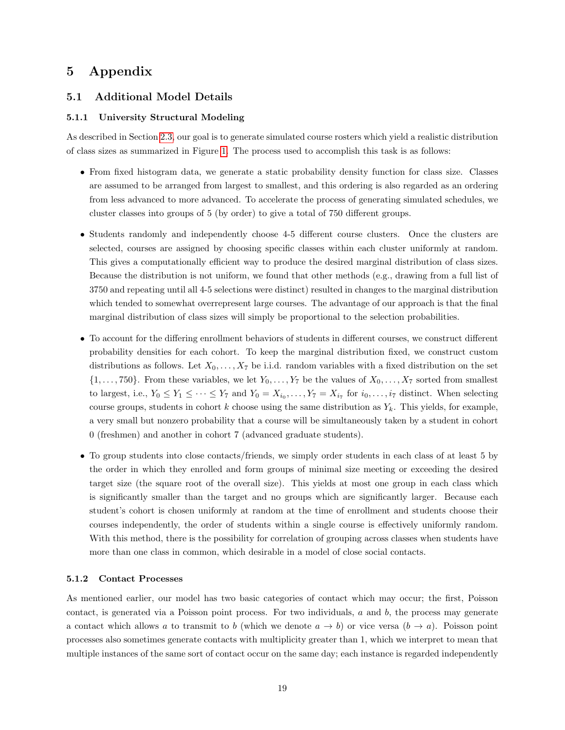# 5 Appendix

## 5.1 Additional Model Details

### 5.1.1 University Structural Modeling

As described in Section 2.3, our goal is to generate simulated course rosters which yield a realistic distribution of class sizes as summarized in Figure 1. The process used to accomplish this task is as follows:

- From fixed histogram data, we generate a static probability density function for class size. Classes are assumed to be arranged from largest to smallest, and this ordering is also regarded as an ordering from less advanced to more advanced. To accelerate the process of generating simulated schedules, we cluster classes into groups of 5 (by order) to give a total of 750 different groups.
- Students randomly and independently choose 4-5 different course clusters. Once the clusters are selected, courses are assigned by choosing specific classes within each cluster uniformly at random. This gives a computationally efficient way to produce the desired marginal distribution of class sizes. Because the distribution is not uniform, we found that other methods (e.g., drawing from a full list of 3750 and repeating until all 4-5 selections were distinct) resulted in changes to the marginal distribution which tended to somewhat overrepresent large courses. The advantage of our approach is that the final marginal distribution of class sizes will simply be proportional to the selection probabilities.
- To account for the differing enrollment behaviors of students in different courses, we construct different probability densities for each cohort. To keep the marginal distribution fixed, we construct custom distributions as follows. Let $X_0, \ldots, X_7$ be i.i.d. random variables with a fixed distribution on the set $\{1, \ldots, 750\}$. From these variables, we let $Y_0, \ldots, Y_7$ be the values of $X_0, \ldots, X_7$ sorted from smallest to largest, i.e., $Y_0 \leq Y_1 \leq \cdots \leq Y_7$ and $Y_0 = X_{i_0}, \ldots, Y_7 = X_{i_7}$ for $i_0, \ldots, i_7$ distinct. When selecting course groups, students in cohort $k$ choose using the same distribution as $Y_k$. This yields, for example, a very small but nonzero probability that a course will be simultaneously taken by a student in cohort 0 (freshmen) and another in cohort 7 (advanced graduate students).
- To group students into close contacts/friends, we simply order students in each class of at least 5 by the order in which they enrolled and form groups of minimal size meeting or exceeding the desired target size (the square root of the overall size). This yields at most one group in each class which is significantly smaller than the target and no groups which are significantly larger. Because each student's cohort is chosen uniformly at random at the time of enrollment and students choose their courses independently, the order of students within a single course is effectively uniformly random. With this method, there is the possibility for correlation of grouping across classes when students have more than one class in common, which desirable in a model of close social contacts.

### 5.1.2 Contact Processes

As mentioned earlier, our model has two basic categories of contact which may occur; the first, Poisson contact, is generated via a Poisson point process. For two individuals, $a$ and $b$, the process may generate a contact which allows $a$ to transmit to $b$ (which we denote $a \rightarrow b$) or vice versa ($b \rightarrow a$). Poisson point processes also sometimes generate contacts with multiplicity greater than 1, which we interpret to mean that multiple instances of the same sort of contact occur on the same day; each instance is regarded independently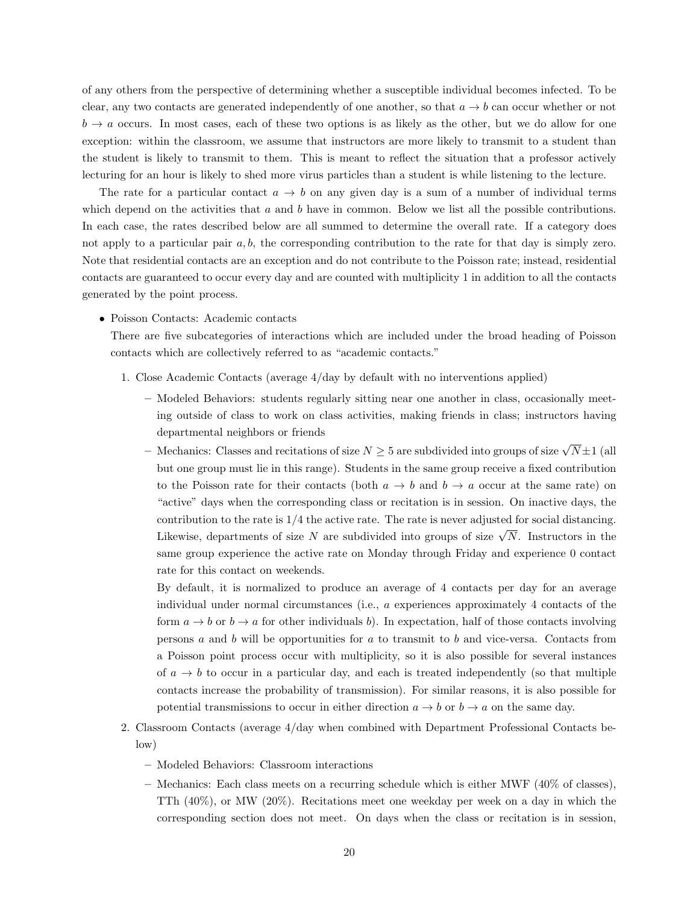of any others from the perspective of determining whether a susceptible individual becomes infected. To be clear, any two contacts are generated independently of one another, so that $a \to b$ can occur whether or not $b \to a$ occurs. In most cases, each of these two options is as likely as the other, but we do allow for one exception: within the classroom, we assume that instructors are more likely to transmit to a student than the student is likely to transmit to them. This is meant to reflect the situation that a professor actively lecturing for an hour is likely to shed more virus particles than a student is while listening to the lecture.

The rate for a particular contact $a \to b$ on any given day is a sum of a number of individual terms which depend on the activities that $a$ and $b$ have in common. Below we list all the possible contributions. In each case, the rates described below are all summed to determine the overall rate. If a category does not apply to a particular pair $a, b$, the corresponding contribution to the rate for that day is simply zero. Note that residential contacts are an exception and do not contribute to the Poisson rate; instead, residential contacts are guaranteed to occur every day and are counted with multiplicity 1 in addition to all the contacts generated by the point process.

- Poisson Contacts: Academic contacts

  There are five subcategories of interactions which are included under the broad heading of Poisson contacts which are collectively referred to as "academic contacts."

  1. Close Academic Contacts (average 4/day by default with no interventions applied)
     - Modeled Behaviors: students regularly sitting near one another in class, occasionally meeting outside of class to work on class activities, making friends in class; instructors having departmental neighbors or friends
     - Mechanics: Classes and recitations of size $N \geq 5$ are subdivided into groups of size $\sqrt{N} \pm 1$ (all but one group must lie in this range). Students in the same group receive a fixed contribution to the Poisson rate for their contacts (both $a \to b$ and $b \to a$ occur at the same rate) on "active" days when the corresponding class or recitation is in session. On inactive days, the contribution to the rate is 1/4 the active rate. The rate is never adjusted for social distancing. Likewise, departments of size $N$ are subdivided into groups of size $\sqrt{N}$. Instructors in the same group experience the active rate on Monday through Friday and experience 0 contact rate for this contact on weekends.

       By default, it is normalized to produce an average of 4 contacts per day for an average individual under normal circumstances (i.e., $a$ experiences approximately 4 contacts of the form $a \to b$ or $b \to a$ for other individuals $b$). In expectation, half of those contacts involving persons $a$ and $b$ will be opportunities for $a$ to transmit to $b$ and vice-versa. Contacts from a Poisson point process occur with multiplicity, so it is also possible for several instances of $a \to b$ to occur in a particular day, and each is treated independently (so that multiple contacts increase the probability of transmission). For similar reasons, it is also possible for potential transmissions to occur in either direction $a \to b$ or $b \to a$ on the same day.
  2. Classroom Contacts (average 4/day when combined with Department Professional Contacts below)
     - Modeled Behaviors: Classroom interactions
     - Mechanics: Each class meets on a recurring schedule which is either MWF (40% of classes), TTh (40%), or MW (20%). Recitations meet one weekday per week on a day in which the corresponding section does not meet. On days when the class or recitation is in session,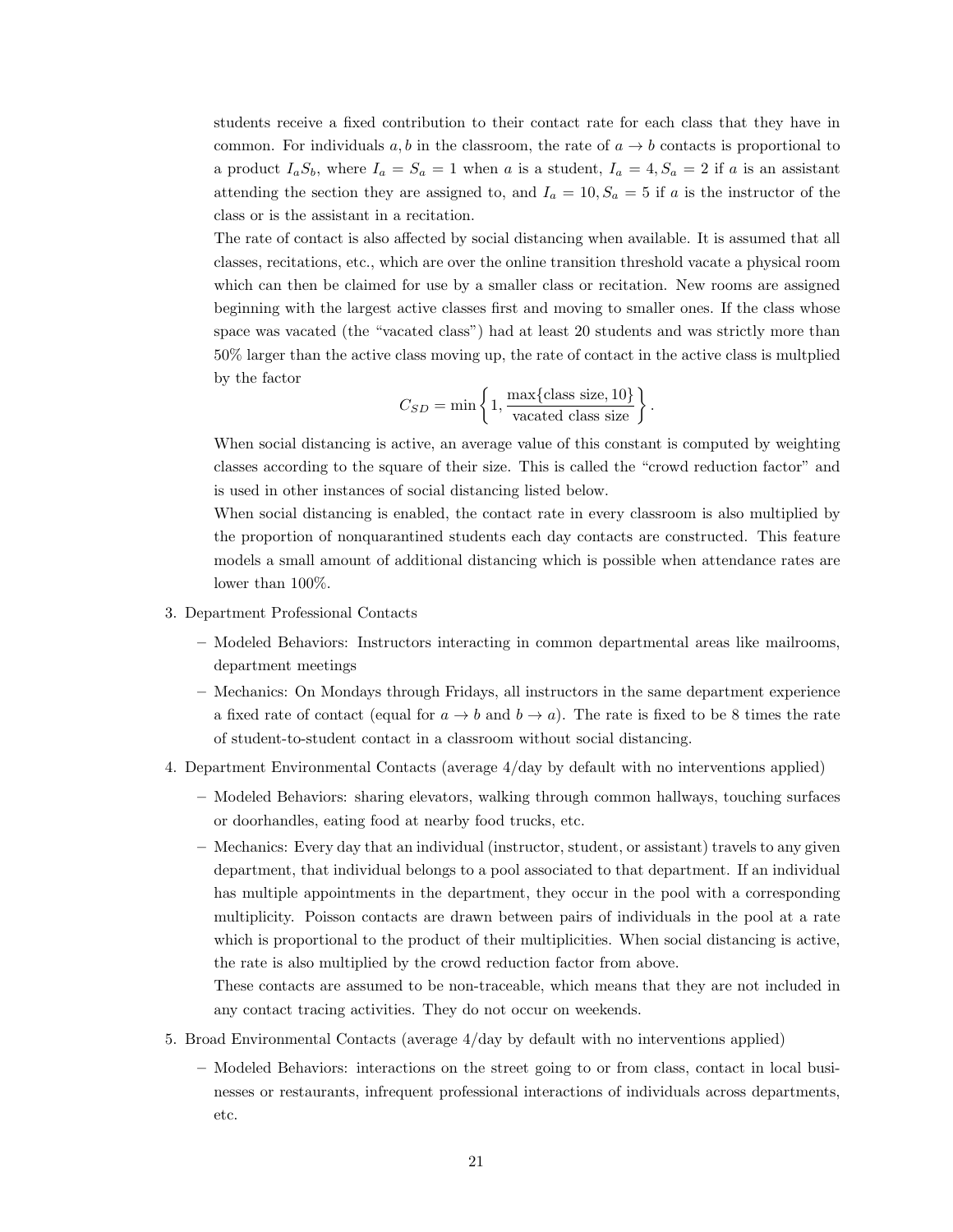students receive a fixed contribution to their contact rate for each class that they have in common. For individuals $a, b$ in the classroom, the rate of $a \to b$ contacts is proportional to a product $I_a S_b$, where $I_a = S_a = 1$ when $a$ is a student, $I_a = 4, S_a = 2$ if $a$ is an assistant attending the section they are assigned to, and $I_a = 10, S_a = 5$ if $a$ is the instructor of the class or is the assistant in a recitation.

The rate of contact is also affected by social distancing when available. It is assumed that all classes, recitations, etc., which are over the online transition threshold vacate a physical room which can then be claimed for use by a smaller class or recitation. New rooms are assigned beginning with the largest active classes first and moving to smaller ones. If the class whose space was vacated (the "vacated class") had at least 20 students and was strictly more than 50% larger than the active class moving up, the rate of contact in the active class is multplied by the factor

$$C_{SD} = \min\left\{1, \frac{\max\{\text{class size}, 10\}}{\text{vacated class size}}\right\}.$$

When social distancing is active, an average value of this constant is computed by weighting classes according to the square of their size. This is called the "crowd reduction factor" and is used in other instances of social distancing listed below.

When social distancing is enabled, the contact rate in every classroom is also multiplied by the proportion of nonquarantined students each day contacts are constructed. This feature models a small amount of additional distancing which is possible when attendance rates are lower than 100%.

3. Department Professional Contacts
   - Modeled Behaviors: Instructors interacting in common departmental areas like mailrooms, department meetings
   - Mechanics: On Mondays through Fridays, all instructors in the same department experience a fixed rate of contact (equal for $a \to b$ and $b \to a$). The rate is fixed to be 8 times the rate of student-to-student contact in a classroom without social distancing.
4. Department Environmental Contacts (average 4/day by default with no interventions applied)
   - Modeled Behaviors: sharing elevators, walking through common hallways, touching surfaces or doorhandles, eating food at nearby food trucks, etc.
   - Mechanics: Every day that an individual (instructor, student, or assistant) travels to any given department, that individual belongs to a pool associated to that department. If an individual has multiple appointments in the department, they occur in the pool with a corresponding multiplicity. Poisson contacts are drawn between pairs of individuals in the pool at a rate which is proportional to the product of their multiplicities. When social distancing is active, the rate is also multiplied by the crowd reduction factor from above.

     These contacts are assumed to be non-traceable, which means that they are not included in any contact tracing activities. They do not occur on weekends.
5. Broad Environmental Contacts (average 4/day by default with no interventions applied)
   - Modeled Behaviors: interactions on the street going to or from class, contact in local businesses or restaurants, infrequent professional interactions of individuals across departments, etc.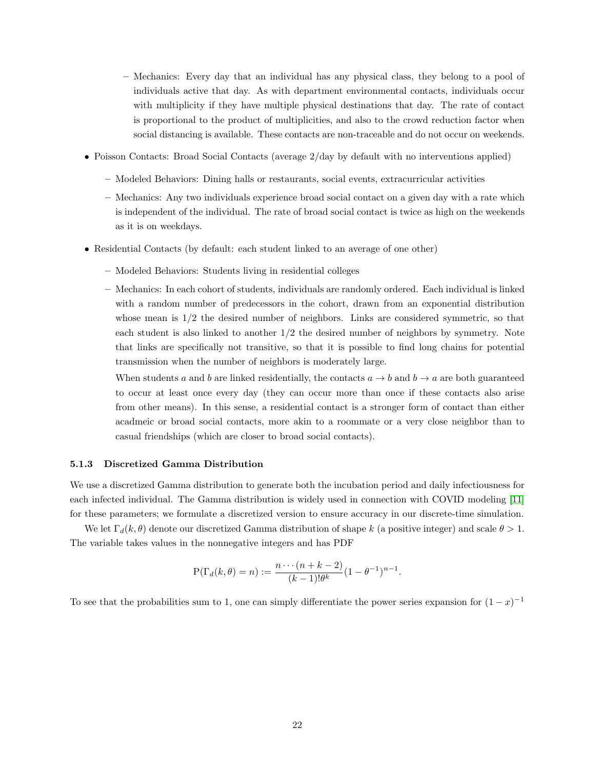- Mechanics: Every day that an individual has any physical class, they belong to a pool of individuals active that day. As with department environmental contacts, individuals occur with multiplicity if they have multiple physical destinations that day. The rate of contact is proportional to the product of multiplicities, and also to the crowd reduction factor when social distancing is available. These contacts are non-traceable and do not occur on weekends.

- Poisson Contacts: Broad Social Contacts (average 2/day by default with no interventions applied)
  - Modeled Behaviors: Dining halls or restaurants, social events, extracurricular activities
  - Mechanics: Any two individuals experience broad social contact on a given day with a rate which is independent of the individual. The rate of broad social contact is twice as high on the weekends as it is on weekdays.

- Residential Contacts (by default: each student linked to an average of one other)
  - Modeled Behaviors: Students living in residential colleges
  - Mechanics: In each cohort of students, individuals are randomly ordered. Each individual is linked with a random number of predecessors in the cohort, drawn from an exponential distribution whose mean is 1/2 the desired number of neighbors. Links are considered symmetric, so that each student is also linked to another 1/2 the desired number of neighbors by symmetry. Note that links are specifically not transitive, so that it is possible to find long chains for potential transmission when the number of neighbors is moderately large.

    When students $a$ and $b$ are linked residentially, the contacts $a \to b$ and $b \to a$ are both guaranteed to occur at least once every day (they can occur more than once if these contacts also arise from other means). In this sense, a residential contact is a stronger form of contact than either acadmeic or broad social contacts, more akin to a roommate or a very close neighbor than to casual friendships (which are closer to broad social contacts).

### 5.1.3 Discretized Gamma Distribution

We use a discretized Gamma distribution to generate both the incubation period and daily infectiousness for each infected individual. The Gamma distribution is widely used in connection with COVID modeling [11] for these parameters; we formulate a discretized version to ensure accuracy in our discrete-time simulation.

We let $\Gamma_d(k, \theta)$ denote our discretized Gamma distribution of shape $k$ (a positive integer) and scale $\theta > 1$. The variable takes values in the nonnegative integers and has PDF

$$\mathrm{P}(\Gamma_d(k, \theta) = n) := \frac{n \cdots (n + k - 2)}{(k-1)! \theta^k} (1 - \theta^{-1})^{n-1}.$$

To see that the probabilities sum to 1, one can simply differentiate the power series expansion for $(1 - x)^{-1}$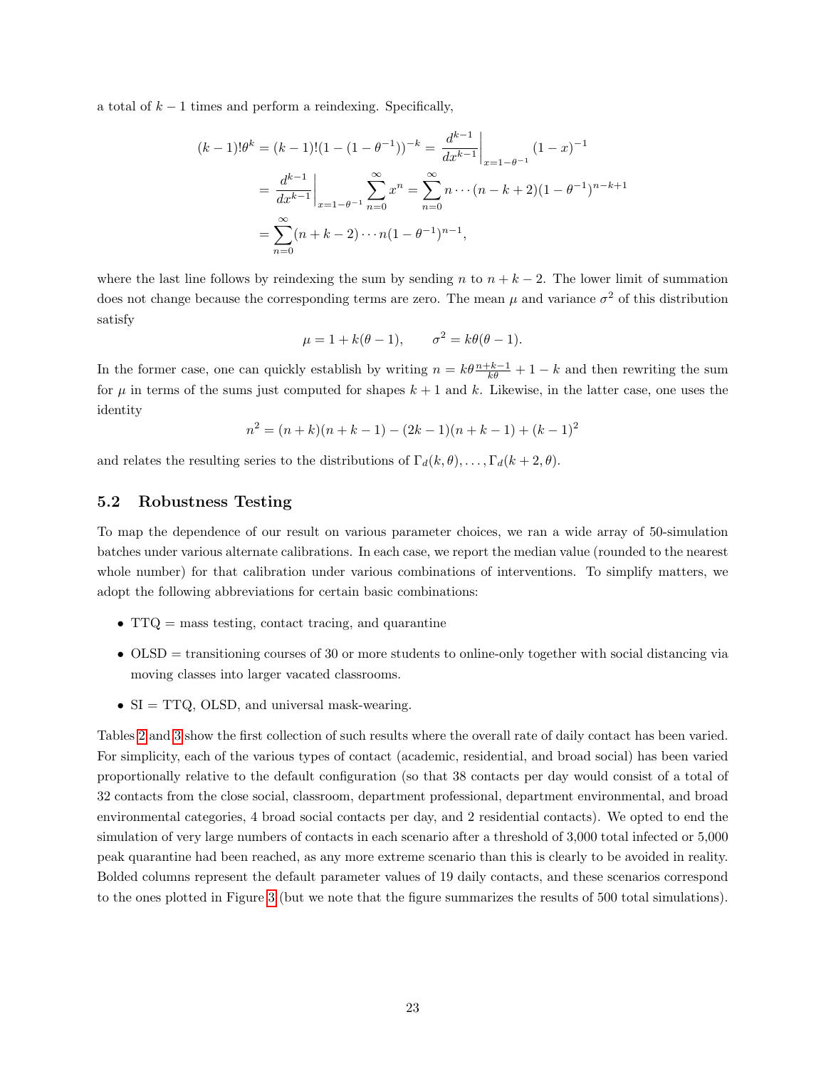a total of $k-1$ times and perform a reindexing. Specifically,

$$
\begin{aligned}
(k-1)!\theta^k = (k-1)!(1-(1-\theta^{-1}))^{-k} &= \frac{d^{k-1}}{dx^{k-1}}\bigg|_{x=1-\theta^{-1}} (1-x)^{-1} \\
&= \frac{d^{k-1}}{dx^{k-1}}\bigg|_{x=1-\theta^{-1}} \sum_{n=0}^{\infty} x^n = \sum_{n=0}^{\infty} n \cdots (n-k+2)(1-\theta^{-1})^{n-k+1} \\
&= \sum_{n=0}^{\infty} (n+k-2)\cdots n(1-\theta^{-1})^{n-1},
\end{aligned}
$$

where the last line follows by reindexing the sum by sending $n$ to $n+k-2$. The lower limit of summation does not change because the corresponding terms are zero. The mean $\mu$ and variance $\sigma^2$ of this distribution satisfy

$$
\mu = 1 + k(\theta - 1), \qquad \sigma^2 = k\theta(\theta - 1).
$$

In the former case, one can quickly establish by writing $n = k\theta \frac{n+k-1}{k\theta} + 1 - k$ and then rewriting the sum for $\mu$ in terms of the sums just computed for shapes $k+1$ and $k$. Likewise, in the latter case, one uses the identity

$$
n^2 = (n+k)(n+k-1) - (2k-1)(n+k-1) + (k-1)^2
$$

and relates the resulting series to the distributions of $\Gamma_d(k,\theta), \ldots, \Gamma_d(k+2,\theta)$.

### 5.2 Robustness Testing

To map the dependence of our result on various parameter choices, we ran a wide array of 50-simulation batches under various alternate calibrations. In each case, we report the median value (rounded to the nearest whole number) for that calibration under various combinations of interventions. To simplify matters, we adopt the following abbreviations for certain basic combinations:

- TTQ = mass testing, contact tracing, and quarantine
- OLSD = transitioning courses of 30 or more students to online-only together with social distancing via moving classes into larger vacated classrooms.
- SI = TTQ, OLSD, and universal mask-wearing.

Tables 2 and 3 show the first collection of such results where the overall rate of daily contact has been varied. For simplicity, each of the various types of contact (academic, residential, and broad social) has been varied proportionally relative to the default configuration (so that 38 contacts per day would consist of a total of 32 contacts from the close social, classroom, department professional, department environmental, and broad environmental categories, 4 broad social contacts per day, and 2 residential contacts). We opted to end the simulation of very large numbers of contacts in each scenario after a threshold of 3,000 total infected or 5,000 peak quarantine had been reached, as any more extreme scenario than this is clearly to be avoided in reality. Bolded columns represent the default parameter values of 19 daily contacts, and these scenarios correspond to the ones plotted in Figure 3 (but we note that the figure summarizes the results of 500 total simulations).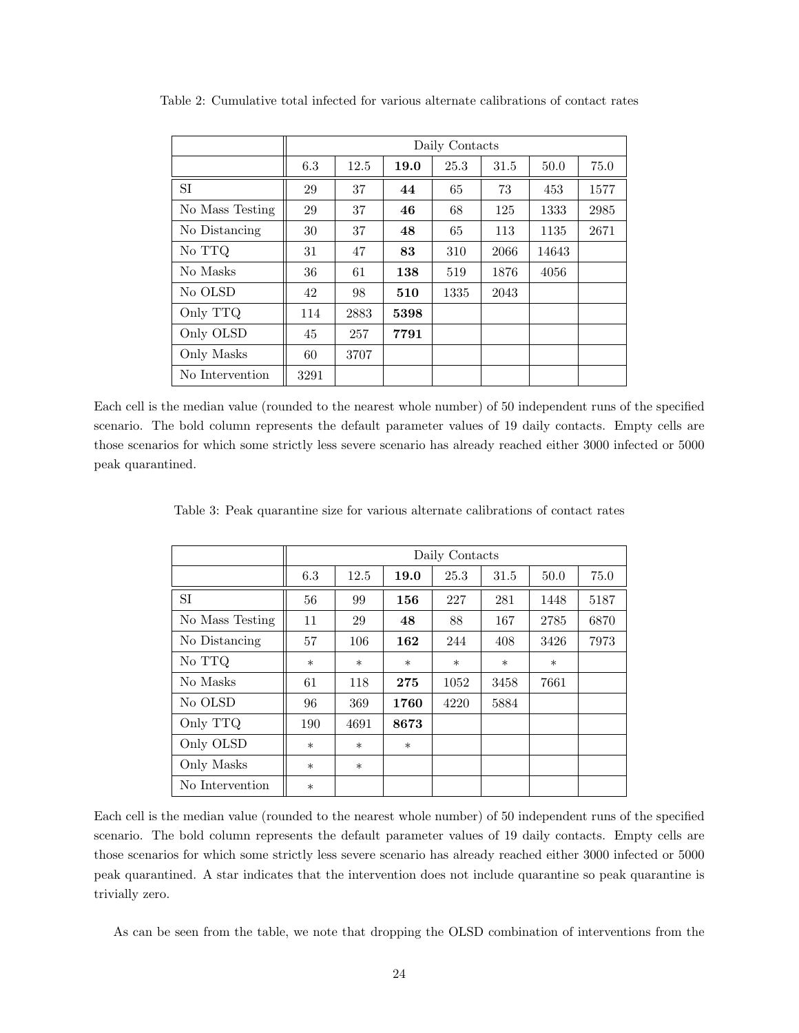Table 2: Cumulative total infected for various alternate calibrations of contact rates

| | Daily Contacts | | | | | | |
|---|---|---|---|---|---|---|---|
| | 6.3 | 12.5 | **19.0** | 25.3 | 31.5 | 50.0 | 75.0 |
| SI | 29 | 37 | **44** | 65 | 73 | 453 | 1577 |
| No Mass Testing | 29 | 37 | **46** | 68 | 125 | 1333 | 2985 |
| No Distancing | 30 | 37 | **48** | 65 | 113 | 1135 | 2671 |
| No TTQ | 31 | 47 | **83** | 310 | 2066 | 14643 | |
| No Masks | 36 | 61 | **138** | 519 | 1876 | 4056 | |
| No OLSD | 42 | 98 | **510** | 1335 | 2043 | | |
| Only TTQ | 114 | 2883 | **5398** | | | | |
| Only OLSD | 45 | 257 | **7791** | | | | |
| Only Masks | 60 | 3707 | | | | | |
| No Intervention | 3291 | | | | | | |

Each cell is the median value (rounded to the nearest whole number) of 50 independent runs of the specified scenario. The bold column represents the default parameter values of 19 daily contacts. Empty cells are those scenarios for which some strictly less severe scenario has already reached either 3000 infected or 5000 peak quarantined.

Table 3: Peak quarantine size for various alternate calibrations of contact rates

| | Daily Contacts | | | | | | |
|---|---|---|---|---|---|---|---|
| | 6.3 | 12.5 | **19.0** | 25.3 | 31.5 | 50.0 | 75.0 |
| SI | 56 | 99 | **156** | 227 | 281 | 1448 | 5187 |
| No Mass Testing | 11 | 29 | **48** | 88 | 167 | 2785 | 6870 |
| No Distancing | 57 | 106 | **162** | 244 | 408 | 3426 | 7973 |
| No TTQ | * | * | * | * | * | * | |
| No Masks | 61 | 118 | **275** | 1052 | 3458 | 7661 | |
| No OLSD | 96 | 369 | **1760** | 4220 | 5884 | | |
| Only TTQ | 190 | 4691 | **8673** | | | | |
| Only OLSD | * | * | * | | | | |
| Only Masks | * | * | | | | | |
| No Intervention | * | | | | | | |

Each cell is the median value (rounded to the nearest whole number) of 50 independent runs of the specified scenario. The bold column represents the default parameter values of 19 daily contacts. Empty cells are those scenarios for which some strictly less severe scenario has already reached either 3000 infected or 5000 peak quarantined. A star indicates that the intervention does not include quarantine so peak quarantine is trivially zero.

As can be seen from the table, we note that dropping the OLSD combination of interventions from the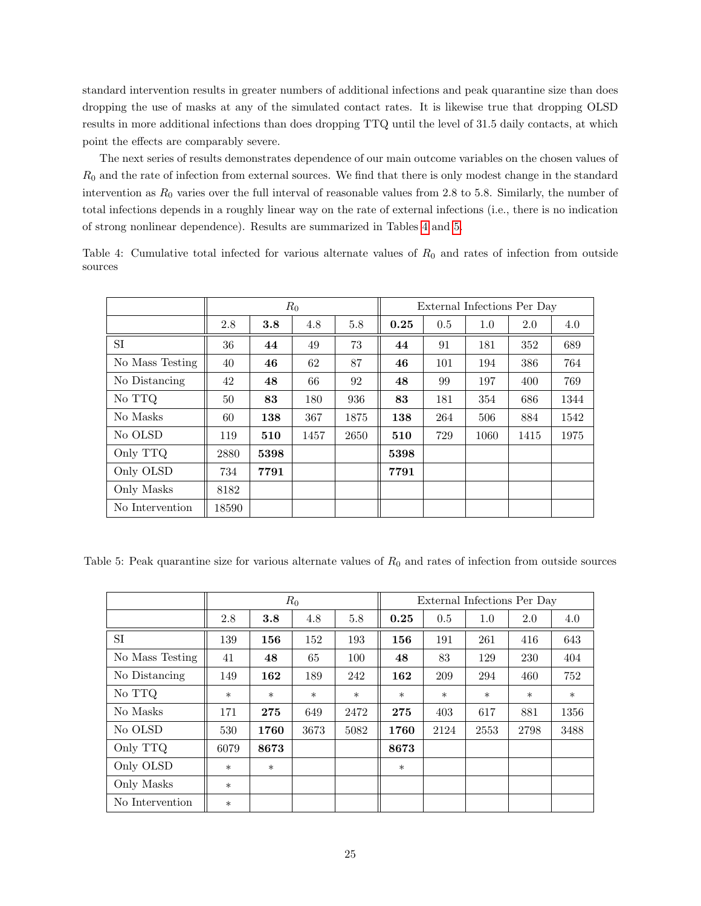standard intervention results in greater numbers of additional infections and peak quarantine size than does dropping the use of masks at any of the simulated contact rates. It is likewise true that dropping OLSD results in more additional infections than does dropping TTQ until the level of 31.5 daily contacts, at which point the effects are comparably severe.

The next series of results demonstrates dependence of our main outcome variables on the chosen values of $R_0$ and the rate of infection from external sources. We find that there is only modest change in the standard intervention as $R_0$ varies over the full interval of reasonable values from 2.8 to 5.8. Similarly, the number of total infections depends in a roughly linear way on the rate of external infections (i.e., there is no indication of strong nonlinear dependence). Results are summarized in Tables 4 and 5.

Table 4: Cumulative total infected for various alternate values of $R_0$ and rates of infection from outside sources

| | $R_0$ | | | | External Infections Per Day | | | | |
|---|---|---|---|---|---|---|---|---|---|
| | 2.8 | **3.8** | 4.8 | 5.8 | **0.25** | 0.5 | 1.0 | 2.0 | 4.0 |
| SI | 36 | **44** | 49 | 73 | **44** | 91 | 181 | 352 | 689 |
| No Mass Testing | 40 | **46** | 62 | 87 | **46** | 101 | 194 | 386 | 764 |
| No Distancing | 42 | **48** | 66 | 92 | **48** | 99 | 197 | 400 | 769 |
| No TTQ | 50 | **83** | 180 | 936 | **83** | 181 | 354 | 686 | 1344 |
| No Masks | 60 | **138** | 367 | 1875 | **138** | 264 | 506 | 884 | 1542 |
| No OLSD | 119 | **510** | 1457 | 2650 | **510** | 729 | 1060 | 1415 | 1975 |
| Only TTQ | 2880 | **5398** | | | **5398** | | | | |
| Only OLSD | 734 | **7791** | | | **7791** | | | | |
| Only Masks | 8182 | | | | | | | | |
| No Intervention | 18590 | | | | | | | | |

Table 5: Peak quarantine size for various alternate values of $R_0$ and rates of infection from outside sources

| | $R_0$ | | | | External Infections Per Day | | | | |
|---|---|---|---|---|---|---|---|---|---|
| | 2.8 | **3.8** | 4.8 | 5.8 | **0.25** | 0.5 | 1.0 | 2.0 | 4.0 |
| SI | 139 | **156** | 152 | 193 | **156** | 191 | 261 | 416 | 643 |
| No Mass Testing | 41 | **48** | 65 | 100 | **48** | 83 | 129 | 230 | 404 |
| No Distancing | 149 | **162** | 189 | 242 | **162** | 209 | 294 | 460 | 752 |
| No TTQ | * | * | * | * | * | * | * | * | * |
| No Masks | 171 | **275** | 649 | 2472 | **275** | 403 | 617 | 881 | 1356 |
| No OLSD | 530 | **1760** | 3673 | 5082 | **1760** | 2124 | 2553 | 2798 | 3488 |
| Only TTQ | 6079 | **8673** | | | **8673** | | | | |
| Only OLSD | * | * | | | * | | | | |
| Only Masks | * | | | | | | | | |
| No Intervention | * | | | | | | | | |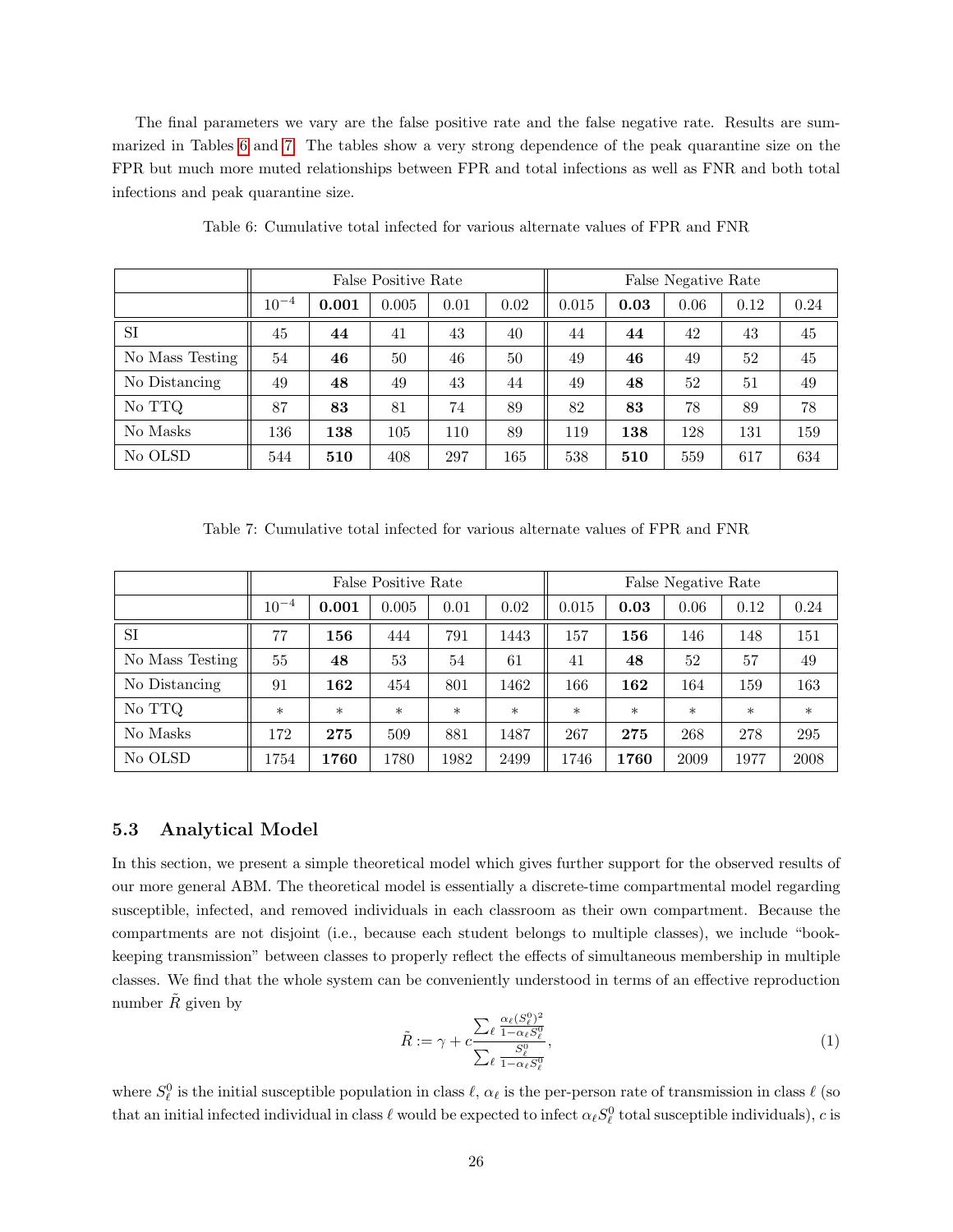The final parameters we vary are the false positive rate and the false negative rate. Results are summarized in Tables 6 and 7. The tables show a very strong dependence of the peak quarantine size on the FPR but much more muted relationships between FPR and total infections as well as FNR and both total infections and peak quarantine size.

Table 6: Cumulative total infected for various alternate values of FPR and FNR

| | False Positive Rate | | | | | False Negative Rate | | | | |
|---|---|---|---|---|---|---|---|---|---|---|
| | $10^{-4}$ | **0.001** | 0.005 | 0.01 | 0.02 | 0.015 | **0.03** | 0.06 | 0.12 | 0.24 |
| SI | 45 | **44** | 41 | 43 | 40 | 44 | **44** | 42 | 43 | 45 |
| No Mass Testing | 54 | **46** | 50 | 46 | 50 | 49 | **46** | 49 | 52 | 45 |
| No Distancing | 49 | **48** | 49 | 43 | 44 | 49 | **48** | 52 | 51 | 49 |
| No TTQ | 87 | **83** | 81 | 74 | 89 | 82 | **83** | 78 | 89 | 78 |
| No Masks | 136 | **138** | 105 | 110 | 89 | 119 | **138** | 128 | 131 | 159 |
| No OLSD | 544 | **510** | 408 | 297 | 165 | 538 | **510** | 559 | 617 | 634 |

Table 7: Cumulative total infected for various alternate values of FPR and FNR

| | False Positive Rate | | | | | False Negative Rate | | | | |
|---|---|---|---|---|---|---|---|---|---|---|
| | $10^{-4}$ | **0.001** | 0.005 | 0.01 | 0.02 | 0.015 | **0.03** | 0.06 | 0.12 | 0.24 |
| SI | 77 | **156** | 444 | 791 | 1443 | 157 | **156** | 146 | 148 | 151 |
| No Mass Testing | 55 | **48** | 53 | 54 | 61 | 41 | **48** | 52 | 57 | 49 |
| No Distancing | 91 | **162** | 454 | 801 | 1462 | 166 | **162** | 164 | 159 | 163 |
| No TTQ | * | * | * | * | * | * | * | * | * | * |
| No Masks | 172 | **275** | 509 | 881 | 1487 | 267 | **275** | 268 | 278 | 295 |
| No OLSD | 1754 | **1760** | 1780 | 1982 | 2499 | 1746 | **1760** | 2009 | 1977 | 2008 |

### 5.3 Analytical Model

In this section, we present a simple theoretical model which gives further support for the observed results of our more general ABM. The theoretical model is essentially a discrete-time compartmental model regarding susceptible, infected, and removed individuals in each classroom as their own compartment. Because the compartments are not disjoint (i.e., because each student belongs to multiple classes), we include "book-keeping transmission" between classes to properly reflect the effects of simultaneous membership in multiple classes. We find that the whole system can be conveniently understood in terms of an effective reproduction number $\tilde{R}$ given by

$$\tilde{R} := \gamma + c \frac{\sum_\ell \frac{\alpha_\ell (S_\ell^0)^2}{1-\alpha_\ell S_\ell^0}}{\sum_\ell \frac{S_\ell^0}{1-\alpha_\ell S_\ell^0}}, \tag{1}$$

where $S_\ell^0$ is the initial susceptible population in class $\ell$, $\alpha_\ell$ is the per-person rate of transmission in class $\ell$ (so that an initial infected individual in class $\ell$ would be expected to infect $\alpha_\ell S_\ell^0$ total susceptible individuals), $c$ is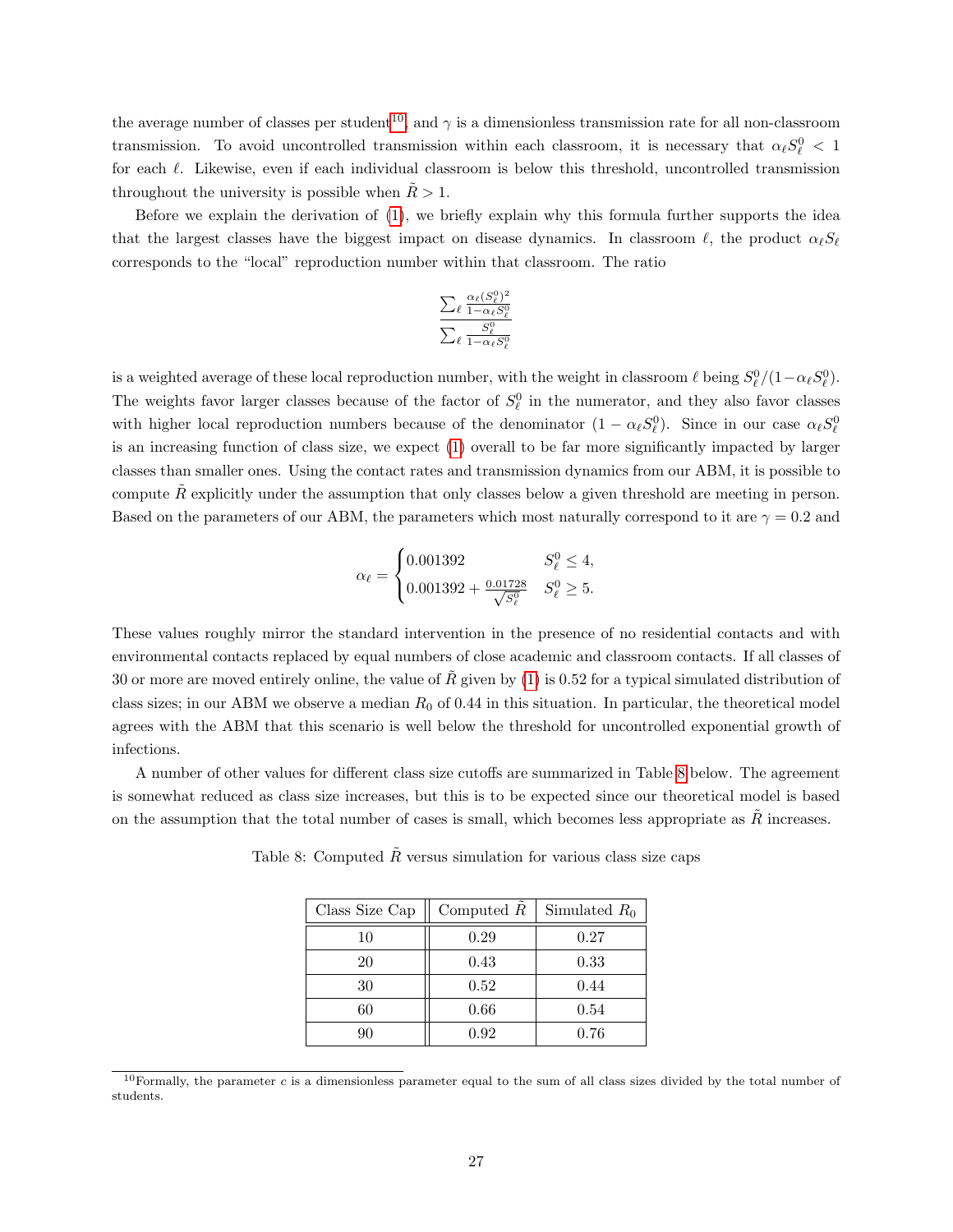the average number of classes per student[10], and $\gamma$ is a dimensionless transmission rate for all non-classroom transmission. To avoid uncontrolled transmission within each classroom, it is necessary that $\alpha_\ell S_\ell^0 < 1$ for each $\ell$. Likewise, even if each individual classroom is below this threshold, uncontrolled transmission throughout the university is possible when $\tilde{R} > 1$.

Before we explain the derivation of (1), we briefly explain why this formula further supports the idea that the largest classes have the biggest impact on disease dynamics. In classroom $\ell$, the product $\alpha_\ell S_\ell$ corresponds to the "local" reproduction number within that classroom. The ratio

$$\frac{\sum_\ell \frac{\alpha_\ell (S_\ell^0)^2}{1-\alpha_\ell S_\ell^0}}{\sum_\ell \frac{S_\ell^0}{1-\alpha_\ell S_\ell^0}}$$

is a weighted average of these local reproduction number, with the weight in classroom $\ell$ being $S_\ell^0/(1-\alpha_\ell S_\ell^0)$. The weights favor larger classes because of the factor of $S_\ell^0$ in the numerator, and they also favor classes with higher local reproduction numbers because of the denominator $(1 - \alpha_\ell S_\ell^0)$. Since in our case $\alpha_\ell S_\ell^0$ is an increasing function of class size, we expect (1) overall to be far more significantly impacted by larger classes than smaller ones. Using the contact rates and transmission dynamics from our ABM, it is possible to compute $\tilde{R}$ explicitly under the assumption that only classes below a given threshold are meeting in person. Based on the parameters of our ABM, the parameters which most naturally correspond to it are $\gamma = 0.2$ and

$$\alpha_\ell = \begin{cases} 0.001392 & S_\ell^0 \leq 4, \\ 0.001392 + \frac{0.01728}{\sqrt{S_\ell^0}} & S_\ell^0 \geq 5. \end{cases}$$

These values roughly mirror the standard intervention in the presence of no residential contacts and with environmental contacts replaced by equal numbers of close academic and classroom contacts. If all classes of 30 or more are moved entirely online, the value of $\tilde{R}$ given by (1) is 0.52 for a typical simulated distribution of class sizes; in our ABM we observe a median $R_0$ of 0.44 in this situation. In particular, the theoretical model agrees with the ABM that this scenario is well below the threshold for uncontrolled exponential growth of infections.

A number of other values for different class size cutoffs are summarized in Table 8 below. The agreement is somewhat reduced as class size increases, but this is to be expected since our theoretical model is based on the assumption that the total number of cases is small, which becomes less appropriate as $\tilde{R}$ increases.

Table 8: Computed $\tilde{R}$ versus simulation for various class size caps

| Class Size Cap | Computed $\tilde{R}$ | Simulated $R_0$ |
|---|---|---|
| 10 | 0.29 | 0.27 |
| 20 | 0.43 | 0.33 |
| 30 | 0.52 | 0.44 |
| 60 | 0.66 | 0.54 |
| 90 | 0.92 | 0.76 |

[10] Formally, the parameter $c$ is a dimensionless parameter equal to the sum of all class sizes divided by the total number of students.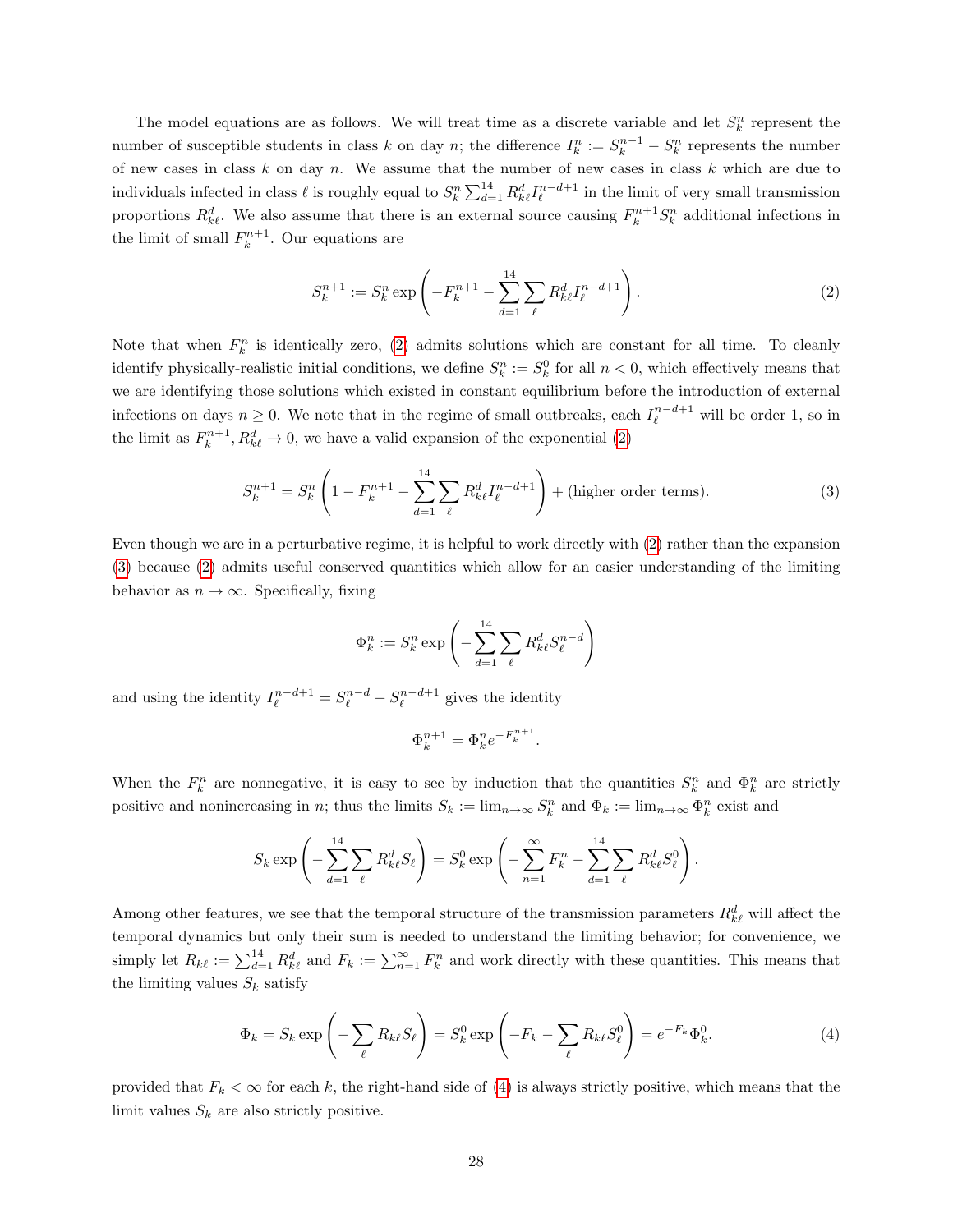The model equations are as follows. We will treat time as a discrete variable and let $S_k^n$ represent the number of susceptible students in class $k$ on day $n$; the difference $I_k^n := S_k^{n-1} - S_k^n$ represents the number of new cases in class $k$ on day $n$. We assume that the number of new cases in class $k$ which are due to individuals infected in class $\ell$ is roughly equal to $S_k^n \sum_{d=1}^{14} R_{k\ell}^d I_\ell^{n-d+1}$ in the limit of very small transmission proportions $R_{k\ell}^d$. We also assume that there is an external source causing $F_k^{n+1} S_k^n$ additional infections in the limit of small $F_k^{n+1}$. Our equations are

$$S_k^{n+1} := S_k^n \exp\left(-F_k^{n+1} - \sum_{d=1}^{14} \sum_{\ell} R_{k\ell}^d I_\ell^{n-d+1}\right). \tag{2}$$

Note that when $F_k^n$ is identically zero, (2) admits solutions which are constant for all time. To cleanly identify physically-realistic initial conditions, we define $S_k^n := S_k^0$ for all $n < 0$, which effectively means that we are identifying those solutions which existed in constant equilibrium before the introduction of external infections on days $n \geq 0$. We note that in the regime of small outbreaks, each $I_\ell^{n-d+1}$ will be order 1, so in the limit as $F_k^{n+1}, R_{k\ell}^d \to 0$, we have a valid expansion of the exponential (2)

$$S_k^{n+1} = S_k^n \left(1 - F_k^{n+1} - \sum_{d=1}^{14} \sum_{\ell} R_{k\ell}^d I_\ell^{n-d+1}\right) + \text{(higher order terms)}. \tag{3}$$

Even though we are in a perturbative regime, it is helpful to work directly with (2) rather than the expansion (3) because (2) admits useful conserved quantities which allow for an easier understanding of the limiting behavior as $n \to \infty$. Specifically, fixing

$$\Phi_k^n := S_k^n \exp\left(-\sum_{d=1}^{14} \sum_{\ell} R_{k\ell}^d S_\ell^{n-d}\right)$$

and using the identity $I_\ell^{n-d+1} = S_\ell^{n-d} - S_\ell^{n-d+1}$ gives the identity

$$\Phi_k^{n+1} = \Phi_k^n e^{-F_k^{n+1}}.$$

When the $F_k^n$ are nonnegative, it is easy to see by induction that the quantities $S_k^n$ and $\Phi_k^n$ are strictly positive and nonincreasing in $n$; thus the limits $S_k := \lim_{n\to\infty} S_k^n$ and $\Phi_k := \lim_{n\to\infty} \Phi_k^n$ exist and

$$S_k \exp\left(-\sum_{d=1}^{14} \sum_{\ell} R_{k\ell}^d S_\ell\right) = S_k^0 \exp\left(-\sum_{n=1}^{\infty} F_k^n - \sum_{d=1}^{14} \sum_{\ell} R_{k\ell}^d S_\ell^0\right).$$

Among other features, we see that the temporal structure of the transmission parameters $R_{k\ell}^d$ will affect the temporal dynamics but only their sum is needed to understand the limiting behavior; for convenience, we simply let $R_{k\ell} := \sum_{d=1}^{14} R_{k\ell}^d$ and $F_k := \sum_{n=1}^{\infty} F_k^n$ and work directly with these quantities. This means that the limiting values $S_k$ satisfy

$$\Phi_k = S_k \exp\left(-\sum_{\ell} R_{k\ell} S_\ell\right) = S_k^0 \exp\left(-F_k - \sum_{\ell} R_{k\ell} S_\ell^0\right) = e^{-F_k} \Phi_k^0. \tag{4}$$

provided that $F_k < \infty$ for each $k$, the right-hand side of (4) is always strictly positive, which means that the limit values $S_k$ are also strictly positive.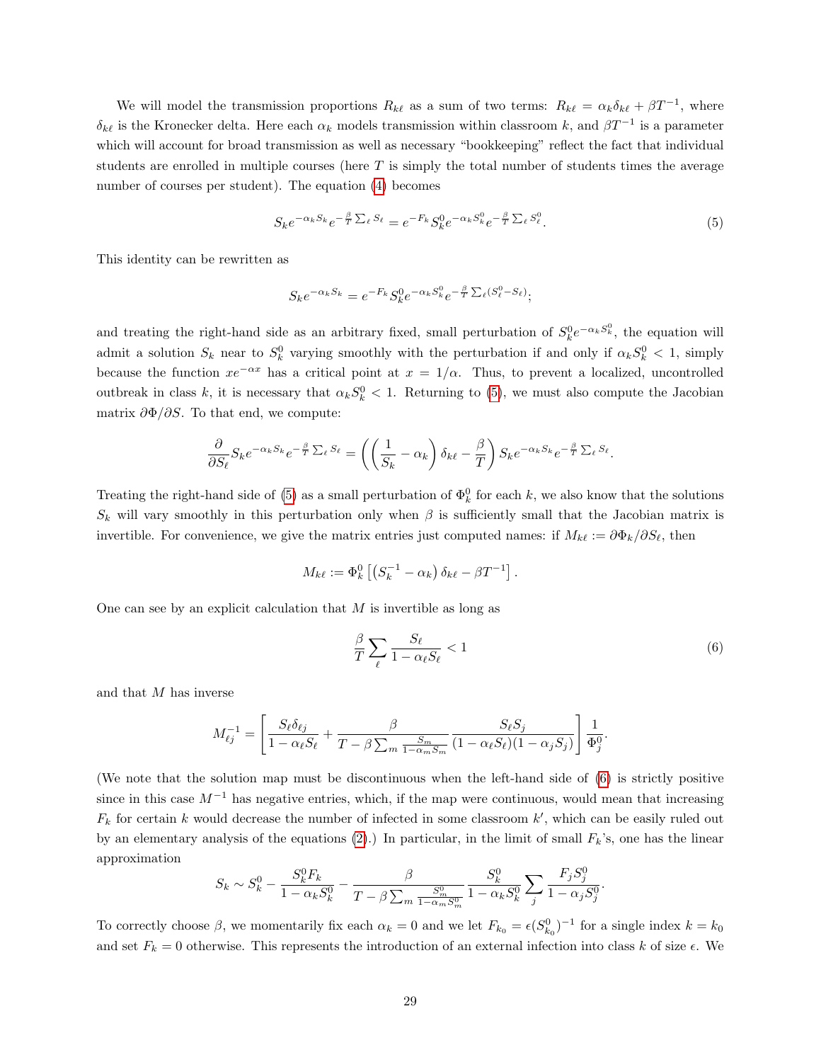We will model the transmission proportions $R_{k\ell}$ as a sum of two terms: $R_{k\ell} = \alpha_k \delta_{k\ell} + \beta T^{-1}$, where $\delta_{k\ell}$ is the Kronecker delta. Here each $\alpha_k$ models transmission within classroom $k$, and $\beta T^{-1}$ is a parameter which will account for broad transmission as well as necessary "bookkeeping" reflect the fact that individual students are enrolled in multiple courses (here $T$ is simply the total number of students times the average number of courses per student). The equation (4) becomes

$$S_k e^{-\alpha_k S_k} e^{-\frac{\beta}{T}\sum_\ell S_\ell} = e^{-F_k} S_k^0 e^{-\alpha_k S_k^0} e^{-\frac{\beta}{T}\sum_\ell S_\ell^0}. \tag{5}$$

This identity can be rewritten as

$$S_k e^{-\alpha_k S_k} = e^{-F_k} S_k^0 e^{-\alpha_k S_k^0} e^{-\frac{\beta}{T}\sum_\ell (S_\ell^0 - S_\ell)};$$

and treating the right-hand side as an arbitrary fixed, small perturbation of $S_k^0 e^{-\alpha_k S_k^0}$, the equation will admit a solution $S_k$ near to $S_k^0$ varying smoothly with the perturbation if and only if $\alpha_k S_k^0 < 1$, simply because the function $xe^{-\alpha x}$ has a critical point at $x = 1/\alpha$. Thus, to prevent a localized, uncontrolled outbreak in class $k$, it is necessary that $\alpha_k S_k^0 < 1$. Returning to (5), we must also compute the Jacobian matrix $\partial \Phi / \partial S$. To that end, we compute:

$$\frac{\partial}{\partial S_\ell} S_k e^{-\alpha_k S_k} e^{-\frac{\beta}{T}\sum_\ell S_\ell} = \left( \left( \frac{1}{S_k} - \alpha_k \right) \delta_{k\ell} - \frac{\beta}{T} \right) S_k e^{-\alpha_k S_k} e^{-\frac{\beta}{T}\sum_\ell S_\ell}.$$

Treating the right-hand side of (5) as a small perturbation of $\Phi_k^0$ for each $k$, we also know that the solutions $S_k$ will vary smoothly in this perturbation only when $\beta$ is sufficiently small that the Jacobian matrix is invertible. For convenience, we give the matrix entries just computed names: if $M_{k\ell} := \partial \Phi_k / \partial S_\ell$, then

$$M_{k\ell} := \Phi_k^0 \left[ \left( S_k^{-1} - \alpha_k \right) \delta_{k\ell} - \beta T^{-1} \right].$$

One can see by an explicit calculation that $M$ is invertible as long as

$$\frac{\beta}{T} \sum_\ell \frac{S_\ell}{1 - \alpha_\ell S_\ell} < 1 \tag{6}$$

and that $M$ has inverse

$$M_{\ell j}^{-1} = \left[ \frac{S_\ell \delta_{\ell j}}{1 - \alpha_\ell S_\ell} + \frac{\beta}{T - \beta \sum_m \frac{S_m}{1 - \alpha_m S_m}} \frac{S_\ell S_j}{(1 - \alpha_\ell S_\ell)(1 - \alpha_j S_j)} \right] \frac{1}{\Phi_j^0}.$$

(We note that the solution map must be discontinuous when the left-hand side of (6) is strictly positive since in this case $M^{-1}$ has negative entries, which, if the map were continuous, would mean that increasing $F_k$ for certain $k$ would decrease the number of infected in some classroom $k'$, which can be easily ruled out by an elementary analysis of the equations (2).) In particular, in the limit of small $F_k$'s, one has the linear approximation

$$S_k \sim S_k^0 - \frac{S_k^0 F_k}{1 - \alpha_k S_k^0} - \frac{\beta}{T - \beta \sum_m \frac{S_m^0}{1 - \alpha_m S_m^0}} \frac{S_k^0}{1 - \alpha_k S_k^0} \sum_j \frac{F_j S_j^0}{1 - \alpha_j S_j^0}.$$

To correctly choose $\beta$, we momentarily fix each $\alpha_k = 0$ and we let $F_{k_0} = \epsilon (S_{k_0}^0)^{-1}$ for a single index $k = k_0$ and set $F_k = 0$ otherwise. This represents the introduction of an external infection into class $k$ of size $\epsilon$. We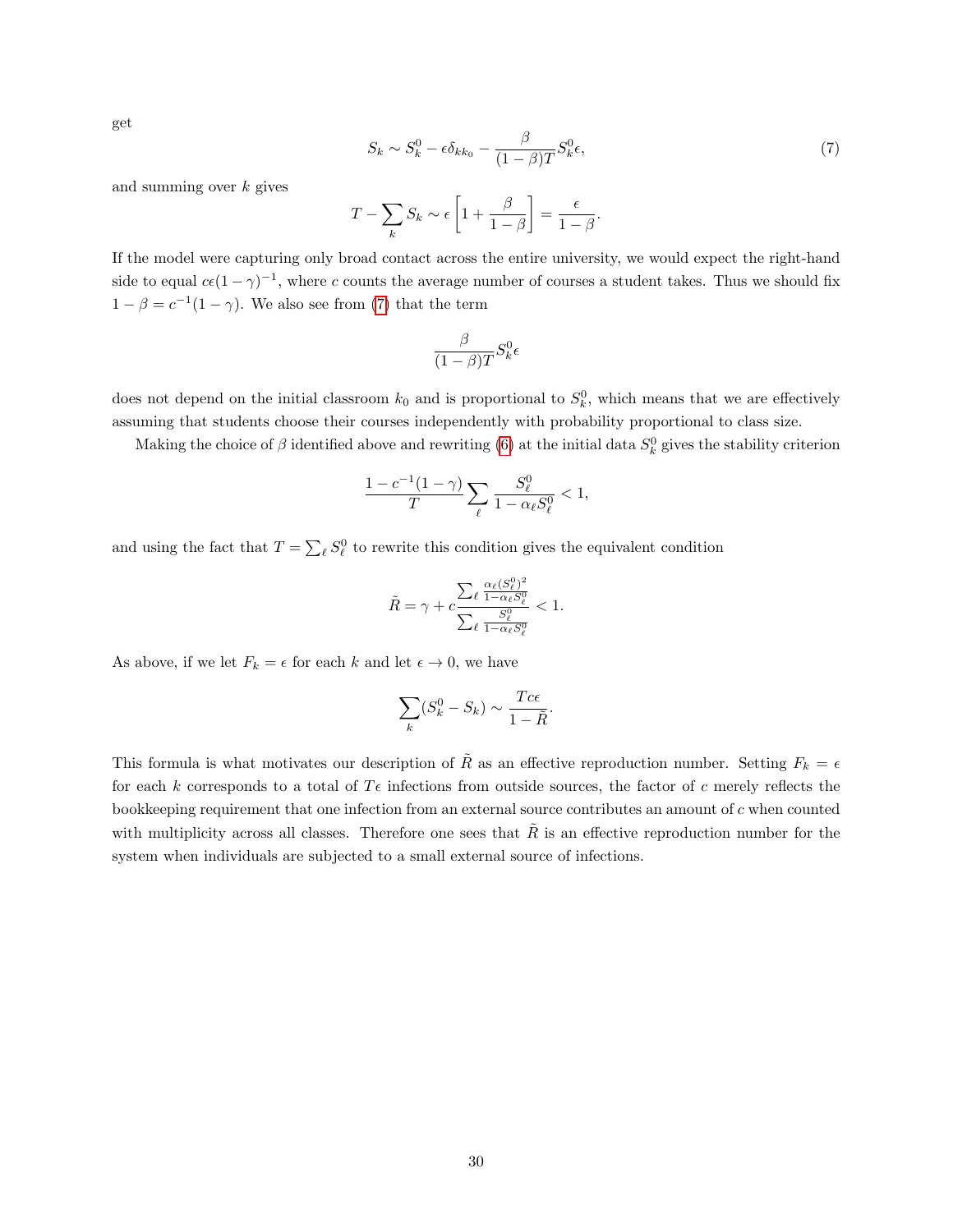get

$$S_k \sim S_k^0 - \epsilon\delta_{kk_0} - \frac{\beta}{(1-\beta)T}S_k^0\epsilon, \tag{7}$$

and summing over $k$ gives

$$T - \sum_k S_k \sim \epsilon\left[1 + \frac{\beta}{1-\beta}\right] = \frac{\epsilon}{1-\beta}.$$

If the model were capturing only broad contact across the entire university, we would expect the right-hand side to equal $c\epsilon(1-\gamma)^{-1}$, where $c$ counts the average number of courses a student takes. Thus we should fix $1-\beta = c^{-1}(1-\gamma)$. We also see from (7) that the term

$$\frac{\beta}{(1-\beta)T}S_k^0\epsilon$$

does not depend on the initial classroom $k_0$ and is proportional to $S_k^0$, which means that we are effectively assuming that students choose their courses independently with probability proportional to class size.

Making the choice of $\beta$ identified above and rewriting (6) at the initial data $S_k^0$ gives the stability criterion

$$\frac{1-c^{-1}(1-\gamma)}{T}\sum_\ell \frac{S_\ell^0}{1-\alpha_\ell S_\ell^0} < 1,$$

and using the fact that $T = \sum_\ell S_\ell^0$ to rewrite this condition gives the equivalent condition

$$\tilde{R} = \gamma + c\frac{\sum_\ell \frac{\alpha_\ell (S_\ell^0)^2}{1-\alpha_\ell S_\ell^0}}{\sum_\ell \frac{S_\ell^0}{1-\alpha_\ell S_\ell^0}} < 1.$$

As above, if we let $F_k = \epsilon$ for each $k$ and let $\epsilon \to 0$, we have

$$\sum_k (S_k^0 - S_k) \sim \frac{Tc\epsilon}{1-\tilde{R}}.$$

This formula is what motivates our description of $\tilde{R}$ as an effective reproduction number. Setting $F_k = \epsilon$ for each $k$ corresponds to a total of $T\epsilon$ infections from outside sources, the factor of $c$ merely reflects the bookkeeping requirement that one infection from an external source contributes an amount of $c$ when counted with multiplicity across all classes. Therefore one sees that $\tilde{R}$ is an effective reproduction number for the system when individuals are subjected to a small external source of infections.